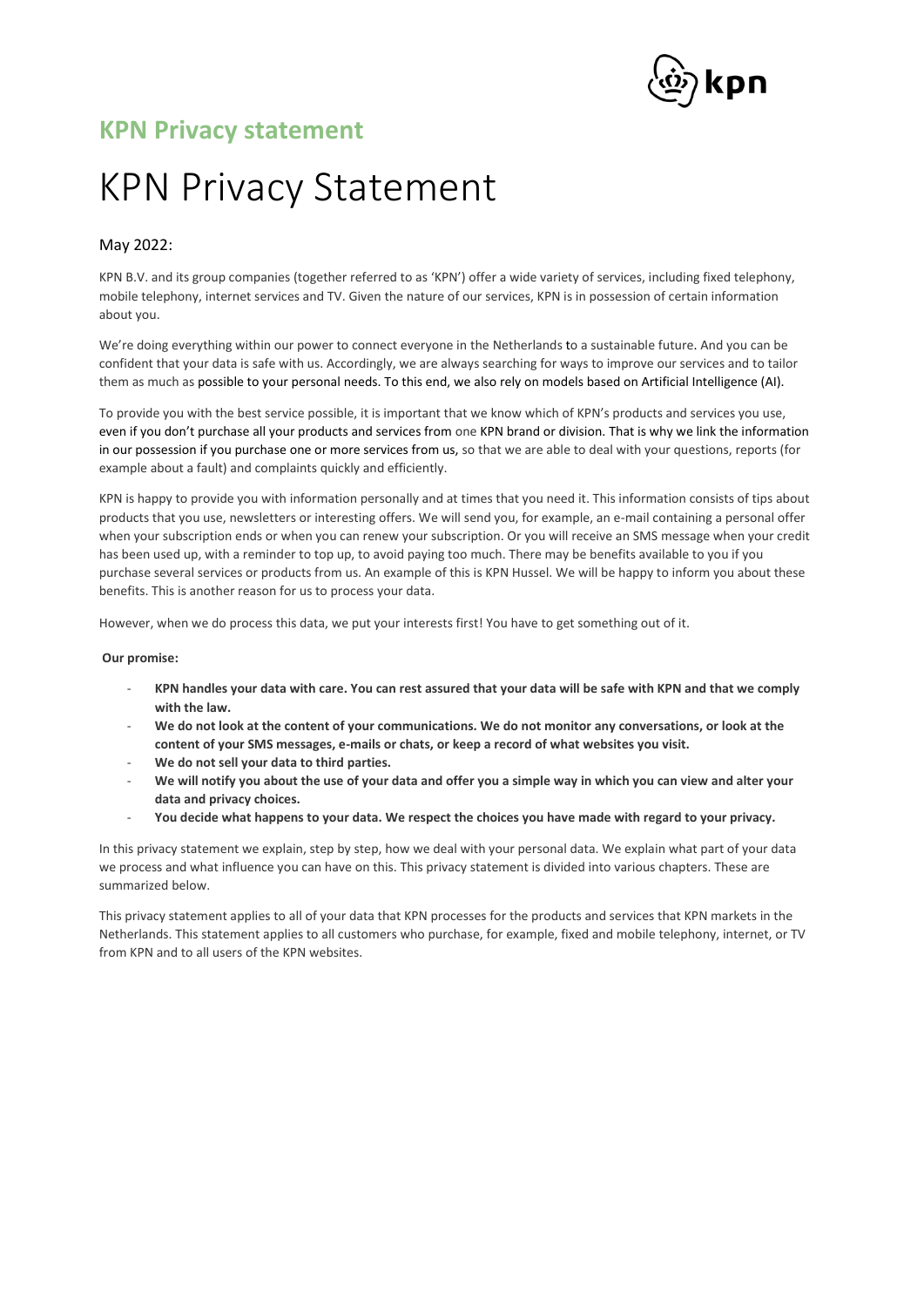## KPN Privacy statement

# KPN Privacy Statement

### May 2022:

KPN B.V. and its group companies (together referred to as 'KPN') offer a wide variety of services, including fixed telephony, mobile telephony, internet services and TV. Given the nature of our services, KPN is in possession of certain information about you.

We're doing everything within our power to connect everyone in the Netherlands to a sustainable future. And you can be confident that your data is safe with us. Accordingly, we are always searching for ways to improve our services and to tailor them as much as possible to your personal needs. To this end, we also rely on models based on Artificial Intelligence (AI).

To provide you with the best service possible, it is important that we know which of KPN's products and services you use, even if you don't purchase all your products and services from one KPN brand or division. That is why we link the information in our possession if you purchase one or more services from us, so that we are able to deal with your questions, reports (for example about a fault) and complaints quickly and efficiently.

KPN is happy to provide you with information personally and at times that you need it. This information consists of tips about products that you use, newsletters or interesting offers. We will send you, for example, an e-mail containing a personal offer when your subscription ends or when you can renew your subscription. Or you will receive an SMS message when your credit has been used up, with a reminder to top up, to avoid paying too much. There may be benefits available to you if you purchase several services or products from us. An example of this is KPN Hussel. We will be happy to inform you about these benefits. This is another reason for us to process your data.

However, when we do process this data, we put your interests first! You have to get something out of it.

**Our promise:**

- **KPN handles your data with care. You can rest assured that your data will be safe with KPN and that we comply with the law.**
- **We do not look at the content of your communications. We do not monitor any conversations, or look at the content of your SMS messages, e-mails or chats, or keep a record of what websites you visit.**
- **We do not sell your data to third parties.**
- **We will notify you about the use of your data and offer you a simple way in which you can view and alter your data and privacy choices.**
- **You decide what happens to your data. We respect the choices you have made with regard to your privacy.**

In this privacy statement we explain, step by step, how we deal with your personal data. We explain what part of your data we process and what influence you can have on this. This privacy statement is divided into various chapters. These are summarized below.

This privacy statement applies to all of your data that KPN processes for the products and services that KPN markets in the Netherlands. This statement applies to all customers who purchase, for example, fixed and mobile telephony, internet, or TV from KPN and to all users of the KPN websites.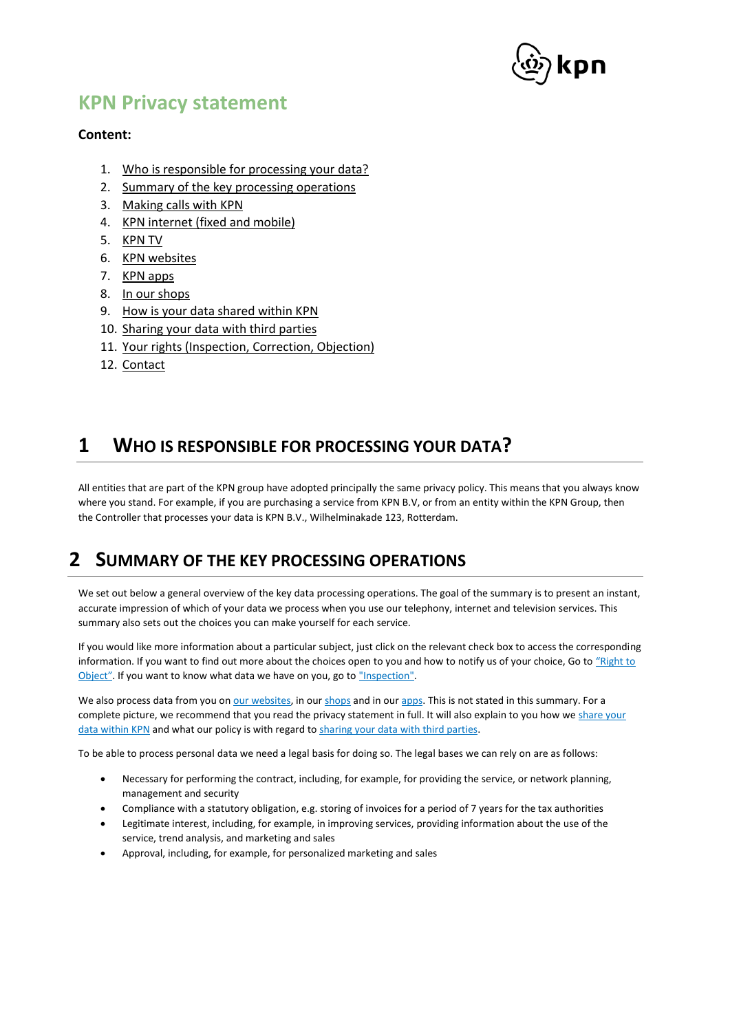# KPN Privacy statement

**Content:**

1. Who is responsible for processing your data?
2. Summary of the key processing operations
3. Making calls with KPN
4. KPN internet (fixed and mobile)
5. KPN TV
6. KPN websites
7. KPN apps
8. In our shops
9. How is your data shared within KPN
10. Sharing your data with third parties
11. Your rights (Inspection, Correction, Objection)
12. Contact

## 1 WHO IS RESPONSIBLE FOR PROCESSING YOUR DATA?

All entities that are part of the KPN group have adopted principally the same privacy policy. This means that you always know where you stand. For example, if you are purchasing a service from KPN B.V, or from an entity within the KPN Group, then the Controller that processes your data is KPN B.V., Wilhelminakade 123, Rotterdam.

## 2 SUMMARY OF THE KEY PROCESSING OPERATIONS

We set out below a general overview of the key data processing operations. The goal of the summary is to present an instant, accurate impression of which of your data we process when you use our telephony, internet and television services. This summary also sets out the choices you can make yourself for each service.

If you would like more information about a particular subject, just click on the relevant check box to access the corresponding information. If you want to find out more about the choices open to you and how to notify us of your choice, Go to "Right to Object". If you want to know what data we have on you, go to "Inspection".

We also process data from you on our websites, in our shops and in our apps. This is not stated in this summary. For a complete picture, we recommend that you read the privacy statement in full. It will also explain to you how we share your data within KPN and what our policy is with regard to sharing your data with third parties.

To be able to process personal data we need a legal basis for doing so. The legal bases we can rely on are as follows:

- Necessary for performing the contract, including, for example, for providing the service, or network planning, management and security
- Compliance with a statutory obligation, e.g. storing of invoices for a period of 7 years for the tax authorities
- Legitimate interest, including, for example, in improving services, providing information about the use of the service, trend analysis, and marketing and sales
- Approval, including, for example, for personalized marketing and sales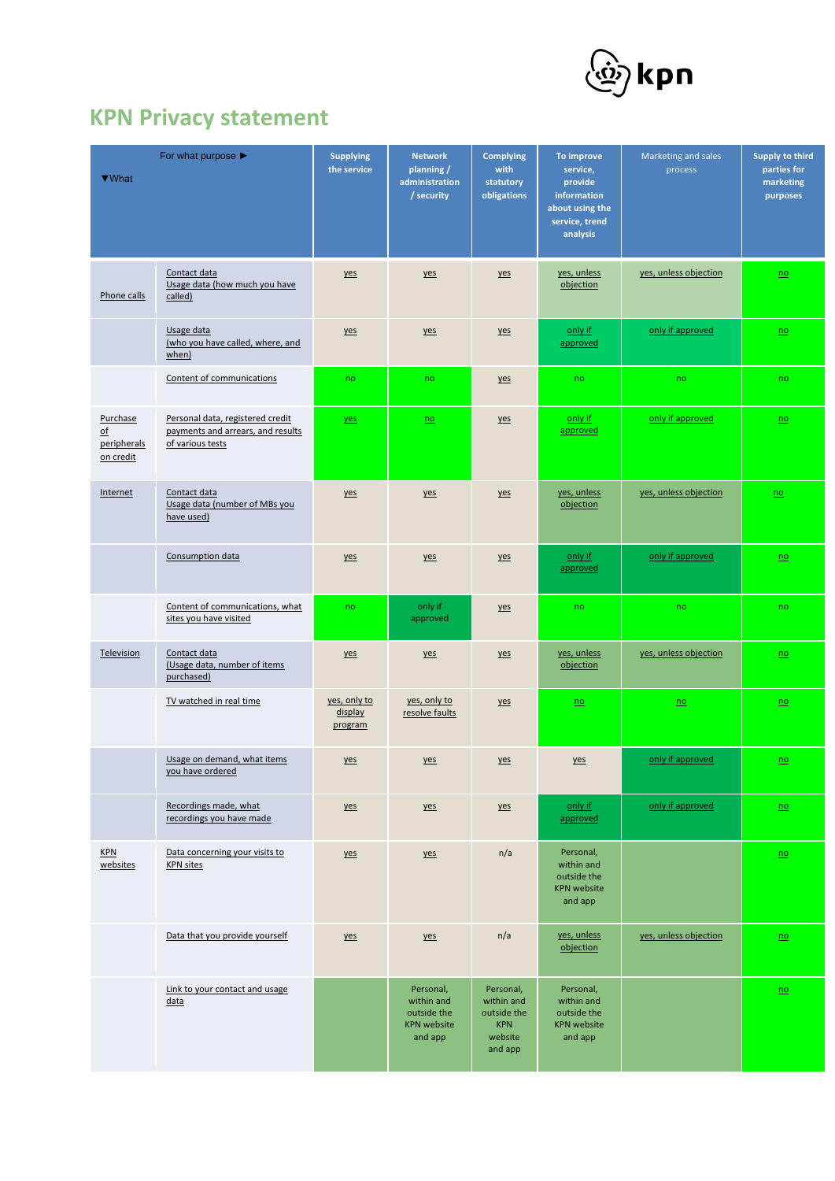# KPN Privacy statement

| For what purpose ▶ / ▼What | | Supplying the service | Network planning / administration / security | Complying with statutory obligations | To improve service, provide information about using the service, trend analysis | Marketing and sales process | Supply to third parties for marketing purposes |
|---|---|---|---|---|---|---|---|
| Phone calls | Contact data Usage data (how much you have called) | yes | yes | yes | yes, unless objection | yes, unless objection | no |
| | Usage data (who you have called, where, and when) | yes | yes | yes | only if approved | only if approved | no |
| | Content of communications | no | no | yes | no | no | no |
| Purchase of peripherals on credit | Personal data, registered credit payments and arrears, and results of various tests | yes | no | yes | only if approved | only if approved | no |
| Internet | Contact data Usage data (number of MBs you have used) | yes | yes | yes | yes, unless objection | yes, unless objection | no |
| | Consumption data | yes | yes | yes | only if approved | only if approved | no |
| | Content of communications, what sites you have visited | no | only if approved | yes | no | no | no |
| Television | Contact data (Usage data, number of items purchased) | yes | yes | yes | yes, unless objection | yes, unless objection | no |
| | TV watched in real time | yes, only to display program | yes, only to resolve faults | yes | no | no | no |
| | Usage on demand, what items you have ordered | yes | yes | yes | yes | only if approved | no |
| | Recordings made, what recordings you have made | yes | yes | yes | only if approved | only if approved | no |
| KPN websites | Data concerning your visits to KPN sites | yes | yes | n/a | Personal, within and outside the KPN website and app | | no |
| | Data that you provide yourself | yes | yes | n/a | yes, unless objection | yes, unless objection | no |
| | Link to your contact and usage data | | Personal, within and outside the KPN website and app | Personal, within and outside the KPN website and app | Personal, within and outside the KPN website and app | | no |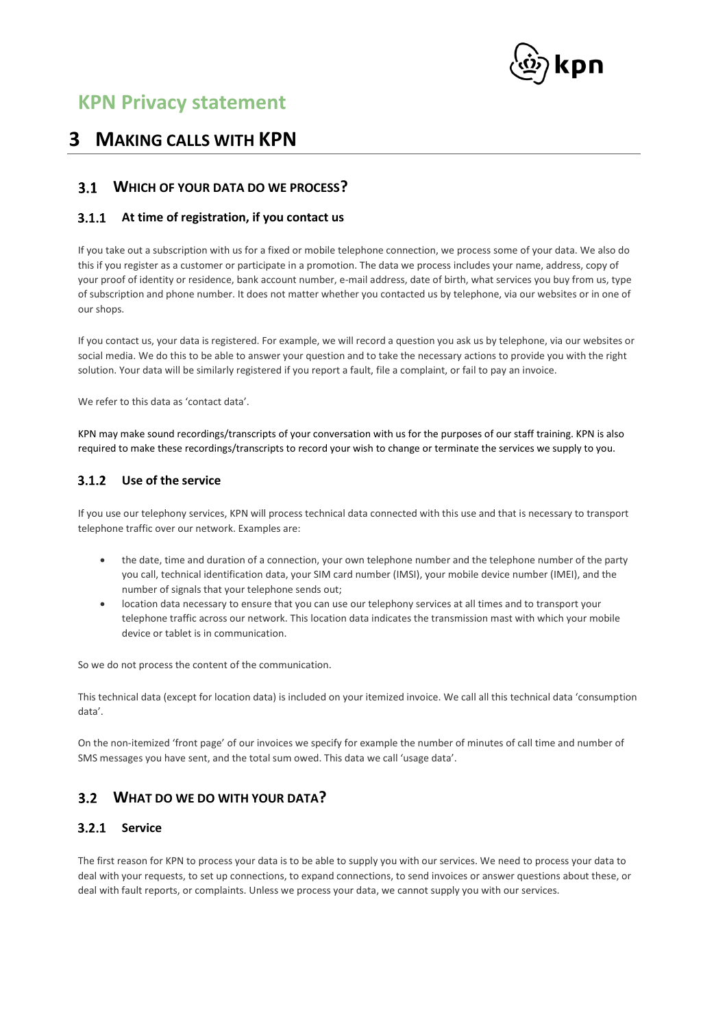# KPN Privacy statement

# 3 MAKING CALLS WITH KPN

## 3.1 WHICH OF YOUR DATA DO WE PROCESS?

### 3.1.1 At time of registration, if you contact us

If you take out a subscription with us for a fixed or mobile telephone connection, we process some of your data. We also do this if you register as a customer or participate in a promotion. The data we process includes your name, address, copy of your proof of identity or residence, bank account number, e-mail address, date of birth, what services you buy from us, type of subscription and phone number. It does not matter whether you contacted us by telephone, via our websites or in one of our shops.

If you contact us, your data is registered. For example, we will record a question you ask us by telephone, via our websites or social media. We do this to be able to answer your question and to take the necessary actions to provide you with the right solution. Your data will be similarly registered if you report a fault, file a complaint, or fail to pay an invoice.

We refer to this data as 'contact data'.

KPN may make sound recordings/transcripts of your conversation with us for the purposes of our staff training. KPN is also required to make these recordings/transcripts to record your wish to change or terminate the services we supply to you.

### 3.1.2 Use of the service

If you use our telephony services, KPN will process technical data connected with this use and that is necessary to transport telephone traffic over our network. Examples are:

- the date, time and duration of a connection, your own telephone number and the telephone number of the party you call, technical identification data, your SIM card number (IMSI), your mobile device number (IMEI), and the number of signals that your telephone sends out;
- location data necessary to ensure that you can use our telephony services at all times and to transport your telephone traffic across our network. This location data indicates the transmission mast with which your mobile device or tablet is in communication.

So we do not process the content of the communication.

This technical data (except for location data) is included on your itemized invoice. We call all this technical data 'consumption data'.

On the non-itemized 'front page' of our invoices we specify for example the number of minutes of call time and number of SMS messages you have sent, and the total sum owed. This data we call 'usage data'.

## 3.2 WHAT DO WE DO WITH YOUR DATA?

### 3.2.1 Service

The first reason for KPN to process your data is to be able to supply you with our services. We need to process your data to deal with your requests, to set up connections, to expand connections, to send invoices or answer questions about these, or deal with fault reports, or complaints. Unless we process your data, we cannot supply you with our services.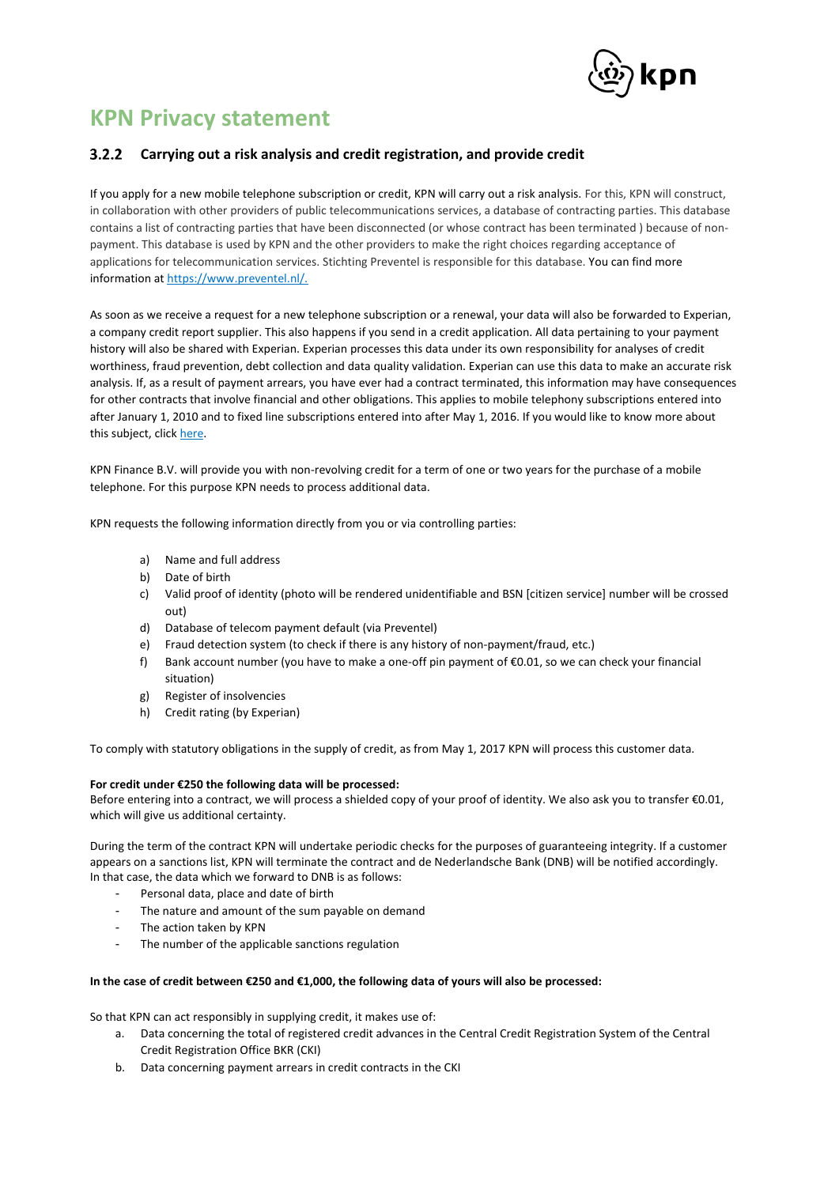# KPN Privacy statement

### 3.2.2 Carrying out a risk analysis and credit registration, and provide credit

If you apply for a new mobile telephone subscription or credit, KPN will carry out a risk analysis. For this, KPN will construct, in collaboration with other providers of public telecommunications services, a database of contracting parties. This database contains a list of contracting parties that have been disconnected (or whose contract has been terminated ) because of non-payment. This database is used by KPN and the other providers to make the right choices regarding acceptance of applications for telecommunication services. Stichting Preventel is responsible for this database. You can find more information at [https://www.preventel.nl/.](https://www.preventel.nl/)

As soon as we receive a request for a new telephone subscription or a renewal, your data will also be forwarded to Experian, a company credit report supplier. This also happens if you send in a credit application. All data pertaining to your payment history will also be shared with Experian. Experian processes this data under its own responsibility for analyses of credit worthiness, fraud prevention, debt collection and data quality validation. Experian can use this data to make an accurate risk analysis. If, as a result of payment arrears, you have ever had a contract terminated, this information may have consequences for other contracts that involve financial and other obligations. This applies to mobile telephony subscriptions entered into after January 1, 2010 and to fixed line subscriptions entered into after May 1, 2016. If you would like to know more about this subject, click here.

KPN Finance B.V. will provide you with non-revolving credit for a term of one or two years for the purchase of a mobile telephone. For this purpose KPN needs to process additional data.

KPN requests the following information directly from you or via controlling parties:

a) Name and full address
b) Date of birth
c) Valid proof of identity (photo will be rendered unidentifiable and BSN [citizen service] number will be crossed out)
d) Database of telecom payment default (via Preventel)
e) Fraud detection system (to check if there is any history of non-payment/fraud, etc.)
f) Bank account number (you have to make a one-off pin payment of €0.01, so we can check your financial situation)
g) Register of insolvencies
h) Credit rating (by Experian)

To comply with statutory obligations in the supply of credit, as from May 1, 2017 KPN will process this customer data.

**For credit under €250 the following data will be processed:**
Before entering into a contract, we will process a shielded copy of your proof of identity. We also ask you to transfer €0.01, which will give us additional certainty.

During the term of the contract KPN will undertake periodic checks for the purposes of guaranteeing integrity. If a customer appears on a sanctions list, KPN will terminate the contract and de Nederlandsche Bank (DNB) will be notified accordingly. In that case, the data which we forward to DNB is as follows:

- Personal data, place and date of birth
- The nature and amount of the sum payable on demand
- The action taken by KPN
- The number of the applicable sanctions regulation

**In the case of credit between €250 and €1,000, the following data of yours will also be processed:**

So that KPN can act responsibly in supplying credit, it makes use of:

a. Data concerning the total of registered credit advances in the Central Credit Registration System of the Central Credit Registration Office BKR (CKI)
b. Data concerning payment arrears in credit contracts in the CKI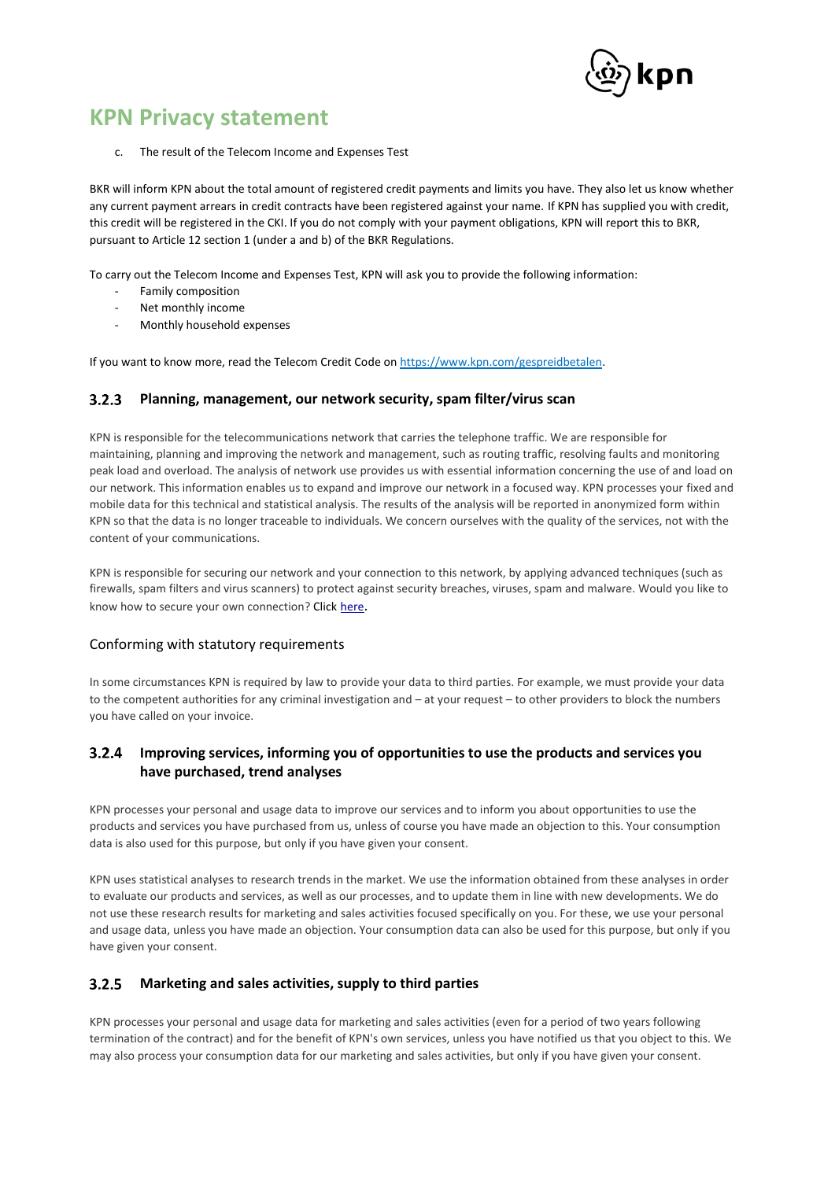c. The result of the Telecom Income and Expenses Test

BKR will inform KPN about the total amount of registered credit payments and limits you have. They also let us know whether any current payment arrears in credit contracts have been registered against your name. If KPN has supplied you with credit, this credit will be registered in the CKI. If you do not comply with your payment obligations, KPN will report this to BKR, pursuant to Article 12 section 1 (under a and b) of the BKR Regulations.

To carry out the Telecom Income and Expenses Test, KPN will ask you to provide the following information:

- Family composition
- Net monthly income
- Monthly household expenses

If you want to know more, read the Telecom Credit Code on [https://www.kpn.com/gespreidbetalen](https://www.kpn.com/gespreidbetalen).

### 3.2.3 Planning, management, our network security, spam filter/virus scan

KPN is responsible for the telecommunications network that carries the telephone traffic. We are responsible for maintaining, planning and improving the network and management, such as routing traffic, resolving faults and monitoring peak load and overload. The analysis of network use provides us with essential information concerning the use of and load on our network. This information enables us to expand and improve our network in a focused way. KPN processes your fixed and mobile data for this technical and statistical analysis. The results of the analysis will be reported in anonymized form within KPN so that the data is no longer traceable to individuals. We concern ourselves with the quality of the services, not with the content of your communications.

KPN is responsible for securing our network and your connection to this network, by applying advanced techniques (such as firewalls, spam filters and virus scanners) to protect against security breaches, viruses, spam and malware. Would you like to know how to secure your own connection? Click here.

#### Conforming with statutory requirements

In some circumstances KPN is required by law to provide your data to third parties. For example, we must provide your data to the competent authorities for any criminal investigation and – at your request – to other providers to block the numbers you have called on your invoice.

### 3.2.4 Improving services, informing you of opportunities to use the products and services you have purchased, trend analyses

KPN processes your personal and usage data to improve our services and to inform you about opportunities to use the products and services you have purchased from us, unless of course you have made an objection to this. Your consumption data is also used for this purpose, but only if you have given your consent.

KPN uses statistical analyses to research trends in the market. We use the information obtained from these analyses in order to evaluate our products and services, as well as our processes, and to update them in line with new developments. We do not use these research results for marketing and sales activities focused specifically on you. For these, we use your personal and usage data, unless you have made an objection. Your consumption data can also be used for this purpose, but only if you have given your consent.

### 3.2.5 Marketing and sales activities, supply to third parties

KPN processes your personal and usage data for marketing and sales activities (even for a period of two years following termination of the contract) and for the benefit of KPN's own services, unless you have notified us that you object to this. We may also process your consumption data for our marketing and sales activities, but only if you have given your consent.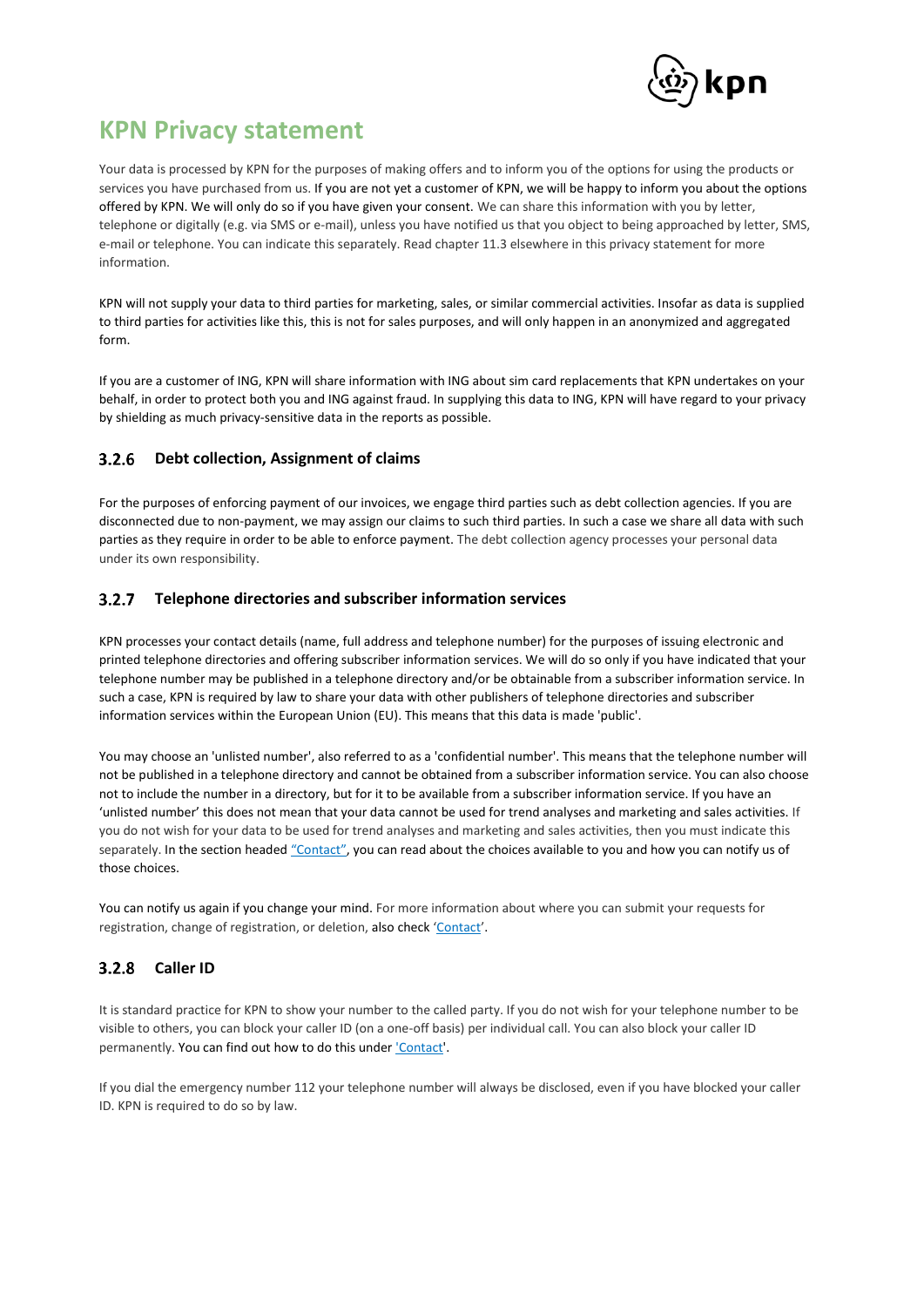# KPN Privacy statement

Your data is processed by KPN for the purposes of making offers and to inform you of the options for using the products or services you have purchased from us. If you are not yet a customer of KPN, we will be happy to inform you about the options offered by KPN. We will only do so if you have given your consent. We can share this information with you by letter, telephone or digitally (e.g. via SMS or e-mail), unless you have notified us that you object to being approached by letter, SMS, e-mail or telephone. You can indicate this separately. Read chapter 11.3 elsewhere in this privacy statement for more information.

KPN will not supply your data to third parties for marketing, sales, or similar commercial activities. Insofar as data is supplied to third parties for activities like this, this is not for sales purposes, and will only happen in an anonymized and aggregated form.

If you are a customer of ING, KPN will share information with ING about sim card replacements that KPN undertakes on your behalf, in order to protect both you and ING against fraud. In supplying this data to ING, KPN will have regard to your privacy by shielding as much privacy-sensitive data in the reports as possible.

### 3.2.6 Debt collection, Assignment of claims

For the purposes of enforcing payment of our invoices, we engage third parties such as debt collection agencies. If you are disconnected due to non-payment, we may assign our claims to such third parties. In such a case we share all data with such parties as they require in order to be able to enforce payment. The debt collection agency processes your personal data under its own responsibility.

### 3.2.7 Telephone directories and subscriber information services

KPN processes your contact details (name, full address and telephone number) for the purposes of issuing electronic and printed telephone directories and offering subscriber information services. We will do so only if you have indicated that your telephone number may be published in a telephone directory and/or be obtainable from a subscriber information service. In such a case, KPN is required by law to share your data with other publishers of telephone directories and subscriber information services within the European Union (EU). This means that this data is made 'public'.

You may choose an 'unlisted number', also referred to as a 'confidential number'. This means that the telephone number will not be published in a telephone directory and cannot be obtained from a subscriber information service. You can also choose not to include the number in a directory, but for it to be available from a subscriber information service. If you have an 'unlisted number' this does not mean that your data cannot be used for trend analyses and marketing and sales activities. If you do not wish for your data to be used for trend analyses and marketing and sales activities, then you must indicate this separately. In the section headed "Contact", you can read about the choices available to you and how you can notify us of those choices.

You can notify us again if you change your mind. For more information about where you can submit your requests for registration, change of registration, or deletion, also check 'Contact'.

### 3.2.8 Caller ID

It is standard practice for KPN to show your number to the called party. If you do not wish for your telephone number to be visible to others, you can block your caller ID (on a one-off basis) per individual call. You can also block your caller ID permanently. You can find out how to do this under 'Contact'.

If you dial the emergency number 112 your telephone number will always be disclosed, even if you have blocked your caller ID. KPN is required to do so by law.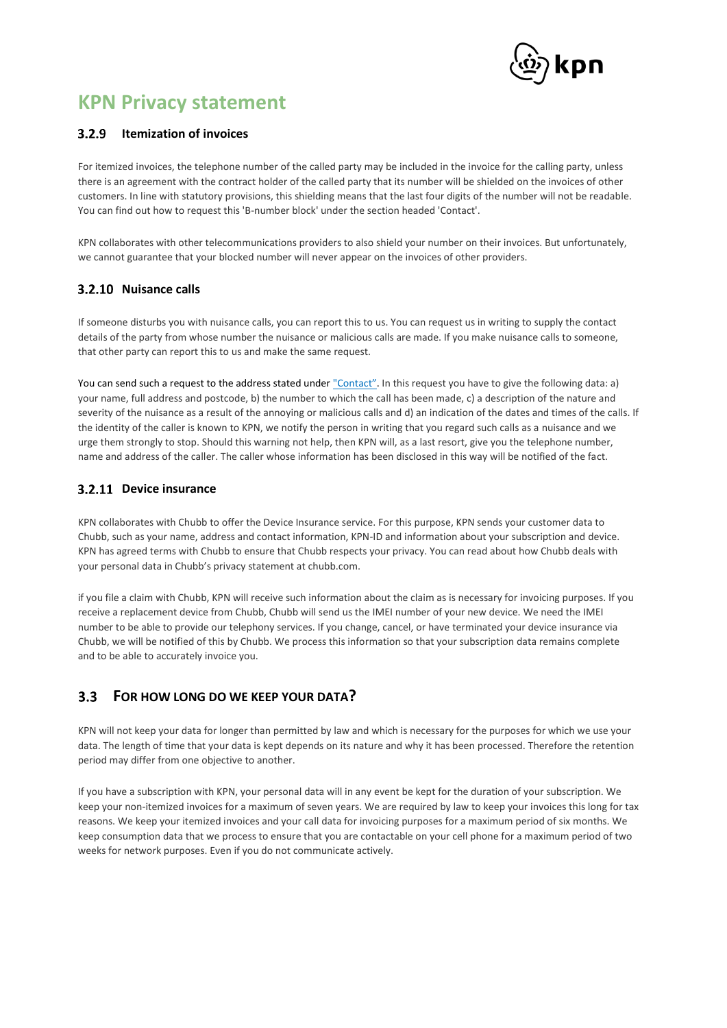# KPN Privacy statement

### 3.2.9 Itemization of invoices

For itemized invoices, the telephone number of the called party may be included in the invoice for the calling party, unless there is an agreement with the contract holder of the called party that its number will be shielded on the invoices of other customers. In line with statutory provisions, this shielding means that the last four digits of the number will not be readable. You can find out how to request this 'B-number block' under the section headed 'Contact'.

KPN collaborates with other telecommunications providers to also shield your number on their invoices. But unfortunately, we cannot guarantee that your blocked number will never appear on the invoices of other providers.

### 3.2.10 Nuisance calls

If someone disturbs you with nuisance calls, you can report this to us. You can request us in writing to supply the contact details of the party from whose number the nuisance or malicious calls are made. If you make nuisance calls to someone, that other party can report this to us and make the same request.

You can send such a request to the address stated under "Contact". In this request you have to give the following data: a) your name, full address and postcode, b) the number to which the call has been made, c) a description of the nature and severity of the nuisance as a result of the annoying or malicious calls and d) an indication of the dates and times of the calls. If the identity of the caller is known to KPN, we notify the person in writing that you regard such calls as a nuisance and we urge them strongly to stop. Should this warning not help, then KPN will, as a last resort, give you the telephone number, name and address of the caller. The caller whose information has been disclosed in this way will be notified of the fact.

### 3.2.11 Device insurance

KPN collaborates with Chubb to offer the Device Insurance service. For this purpose, KPN sends your customer data to Chubb, such as your name, address and contact information, KPN-ID and information about your subscription and device. KPN has agreed terms with Chubb to ensure that Chubb respects your privacy. You can read about how Chubb deals with your personal data in Chubb's privacy statement at chubb.com.

if you file a claim with Chubb, KPN will receive such information about the claim as is necessary for invoicing purposes. If you receive a replacement device from Chubb, Chubb will send us the IMEI number of your new device. We need the IMEI number to be able to provide our telephony services. If you change, cancel, or have terminated your device insurance via Chubb, we will be notified of this by Chubb. We process this information so that your subscription data remains complete and to be able to accurately invoice you.

## 3.3 For how long do we keep your data?

KPN will not keep your data for longer than permitted by law and which is necessary for the purposes for which we use your data. The length of time that your data is kept depends on its nature and why it has been processed. Therefore the retention period may differ from one objective to another.

If you have a subscription with KPN, your personal data will in any event be kept for the duration of your subscription. We keep your non-itemized invoices for a maximum of seven years. We are required by law to keep your invoices this long for tax reasons. We keep your itemized invoices and your call data for invoicing purposes for a maximum period of six months. We keep consumption data that we process to ensure that you are contactable on your cell phone for a maximum period of two weeks for network purposes. Even if you do not communicate actively.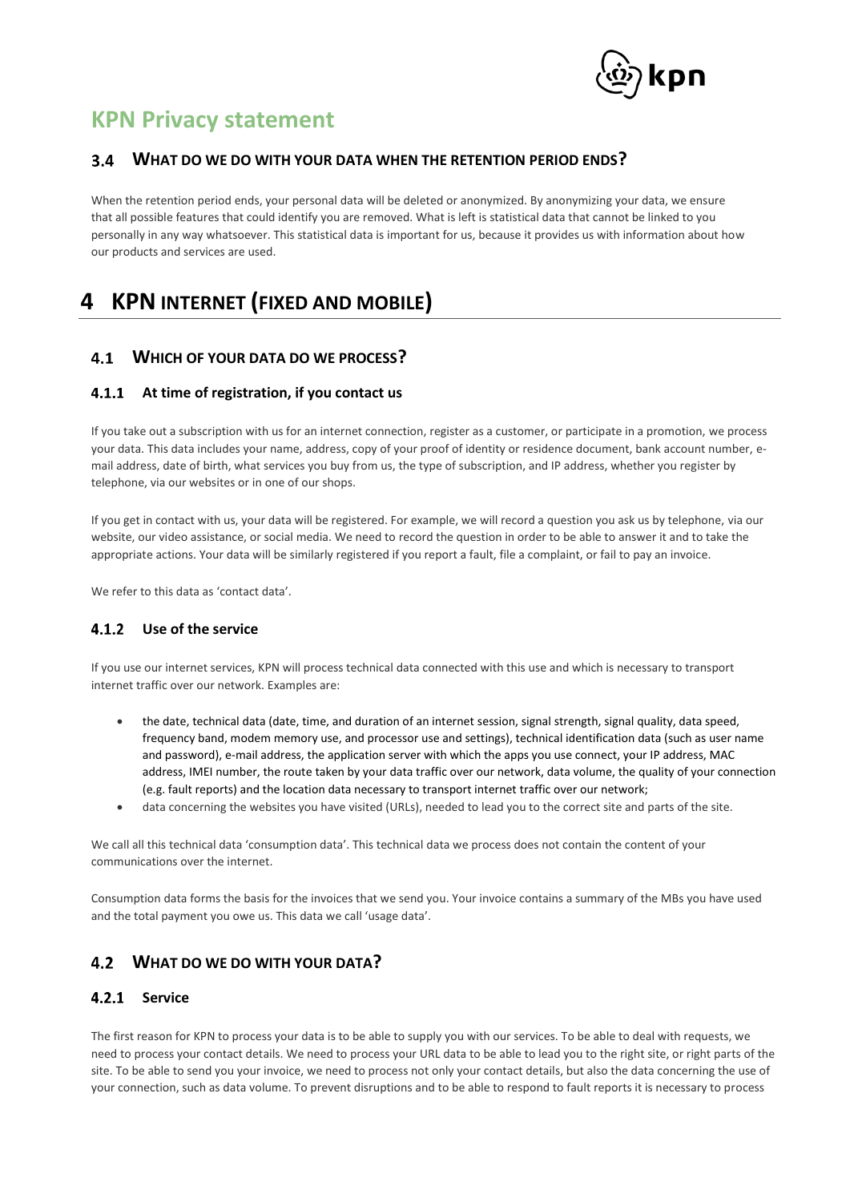# KPN Privacy statement

### 3.4 WHAT DO WE DO WITH YOUR DATA WHEN THE RETENTION PERIOD ENDS?

When the retention period ends, your personal data will be deleted or anonymized. By anonymizing your data, we ensure that all possible features that could identify you are removed. What is left is statistical data that cannot be linked to you personally in any way whatsoever. This statistical data is important for us, because it provides us with information about how our products and services are used.

## 4 KPN INTERNET (FIXED AND MOBILE)

### 4.1 WHICH OF YOUR DATA DO WE PROCESS?

#### 4.1.1 At time of registration, if you contact us

If you take out a subscription with us for an internet connection, register as a customer, or participate in a promotion, we process your data. This data includes your name, address, copy of your proof of identity or residence document, bank account number, e-mail address, date of birth, what services you buy from us, the type of subscription, and IP address, whether you register by telephone, via our websites or in one of our shops.

If you get in contact with us, your data will be registered. For example, we will record a question you ask us by telephone, via our website, our video assistance, or social media. We need to record the question in order to be able to answer it and to take the appropriate actions. Your data will be similarly registered if you report a fault, file a complaint, or fail to pay an invoice.

We refer to this data as 'contact data'.

#### 4.1.2 Use of the service

If you use our internet services, KPN will process technical data connected with this use and which is necessary to transport internet traffic over our network. Examples are:

- the date, technical data (date, time, and duration of an internet session, signal strength, signal quality, data speed, frequency band, modem memory use, and processor use and settings), technical identification data (such as user name and password), e-mail address, the application server with which the apps you use connect, your IP address, MAC address, IMEI number, the route taken by your data traffic over our network, data volume, the quality of your connection (e.g. fault reports) and the location data necessary to transport internet traffic over our network;
- data concerning the websites you have visited (URLs), needed to lead you to the correct site and parts of the site.

We call all this technical data 'consumption data'. This technical data we process does not contain the content of your communications over the internet.

Consumption data forms the basis for the invoices that we send you. Your invoice contains a summary of the MBs you have used and the total payment you owe us. This data we call 'usage data'.

### 4.2 WHAT DO WE DO WITH YOUR DATA?

#### 4.2.1 Service

The first reason for KPN to process your data is to be able to supply you with our services. To be able to deal with requests, we need to process your contact details. We need to process your URL data to be able to lead you to the right site, or right parts of the site. To be able to send you your invoice, we need to process not only your contact details, but also the data concerning the use of your connection, such as data volume. To prevent disruptions and to be able to respond to fault reports it is necessary to process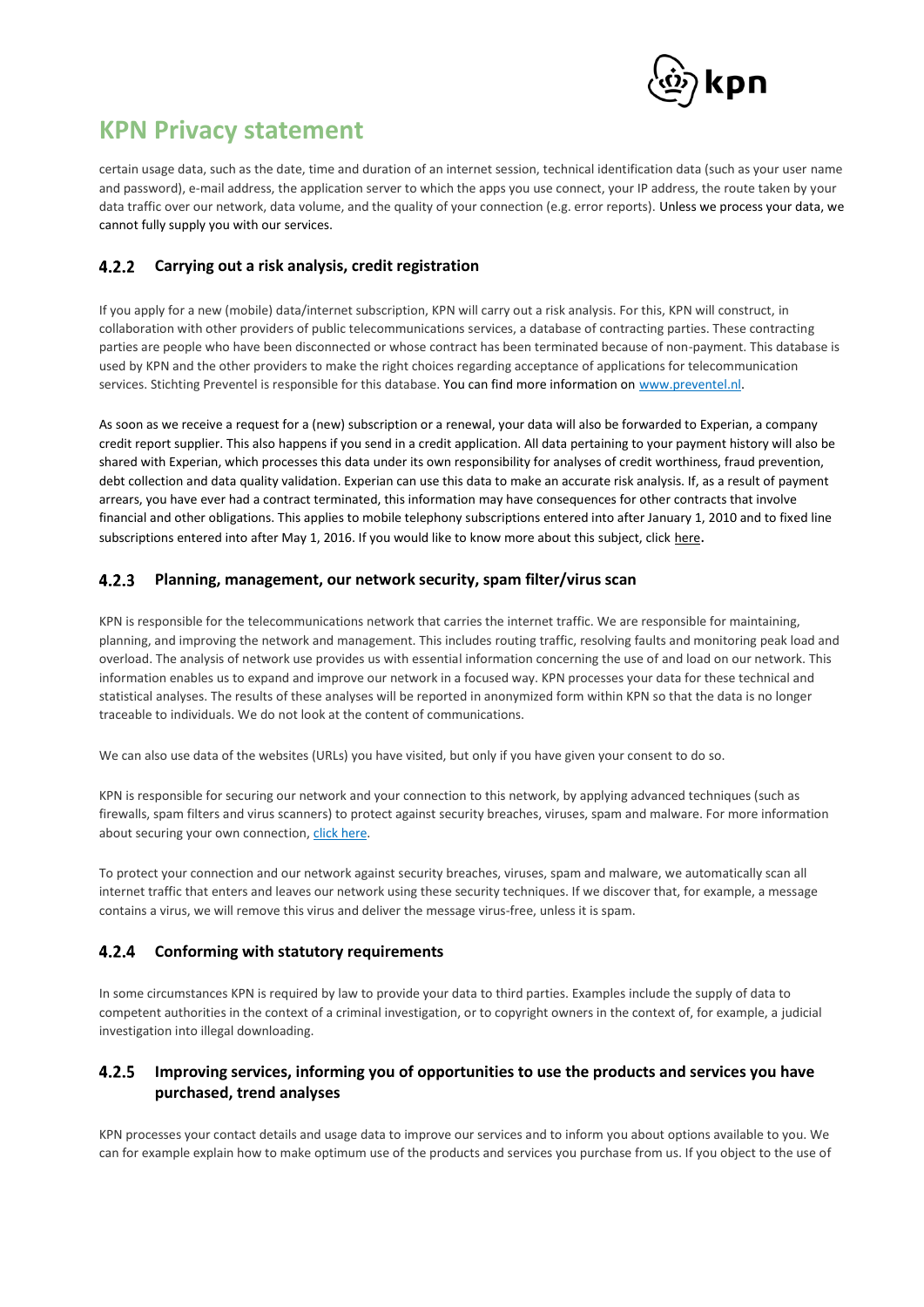certain usage data, such as the date, time and duration of an internet session, technical identification data (such as your user name and password), e-mail address, the application server to which the apps you use connect, your IP address, the route taken by your data traffic over our network, data volume, and the quality of your connection (e.g. error reports). Unless we process your data, we cannot fully supply you with our services.

### 4.2.2 Carrying out a risk analysis, credit registration

If you apply for a new (mobile) data/internet subscription, KPN will carry out a risk analysis. For this, KPN will construct, in collaboration with other providers of public telecommunications services, a database of contracting parties. These contracting parties are people who have been disconnected or whose contract has been terminated because of non-payment. This database is used by KPN and the other providers to make the right choices regarding acceptance of applications for telecommunication services. Stichting Preventel is responsible for this database. You can find more information on [www.preventel.nl](www.preventel.nl).

As soon as we receive a request for a (new) subscription or a renewal, your data will also be forwarded to Experian, a company credit report supplier. This also happens if you send in a credit application. All data pertaining to your payment history will also be shared with Experian, which processes this data under its own responsibility for analyses of credit worthiness, fraud prevention, debt collection and data quality validation. Experian can use this data to make an accurate risk analysis. If, as a result of payment arrears, you have ever had a contract terminated, this information may have consequences for other contracts that involve financial and other obligations. This applies to mobile telephony subscriptions entered into after January 1, 2010 and to fixed line subscriptions entered into after May 1, 2016. If you would like to know more about this subject, click here.

### 4.2.3 Planning, management, our network security, spam filter/virus scan

KPN is responsible for the telecommunications network that carries the internet traffic. We are responsible for maintaining, planning, and improving the network and management. This includes routing traffic, resolving faults and monitoring peak load and overload. The analysis of network use provides us with essential information concerning the use of and load on our network. This information enables us to expand and improve our network in a focused way. KPN processes your data for these technical and statistical analyses. The results of these analyses will be reported in anonymized form within KPN so that the data is no longer traceable to individuals. We do not look at the content of communications.

We can also use data of the websites (URLs) you have visited, but only if you have given your consent to do so.

KPN is responsible for securing our network and your connection to this network, by applying advanced techniques (such as firewalls, spam filters and virus scanners) to protect against security breaches, viruses, spam and malware. For more information about securing your own connection, click here.

To protect your connection and our network against security breaches, viruses, spam and malware, we automatically scan all internet traffic that enters and leaves our network using these security techniques. If we discover that, for example, a message contains a virus, we will remove this virus and deliver the message virus-free, unless it is spam.

### 4.2.4 Conforming with statutory requirements

In some circumstances KPN is required by law to provide your data to third parties. Examples include the supply of data to competent authorities in the context of a criminal investigation, or to copyright owners in the context of, for example, a judicial investigation into illegal downloading.

### 4.2.5 Improving services, informing you of opportunities to use the products and services you have purchased, trend analyses

KPN processes your contact details and usage data to improve our services and to inform you about options available to you. We can for example explain how to make optimum use of the products and services you purchase from us. If you object to the use of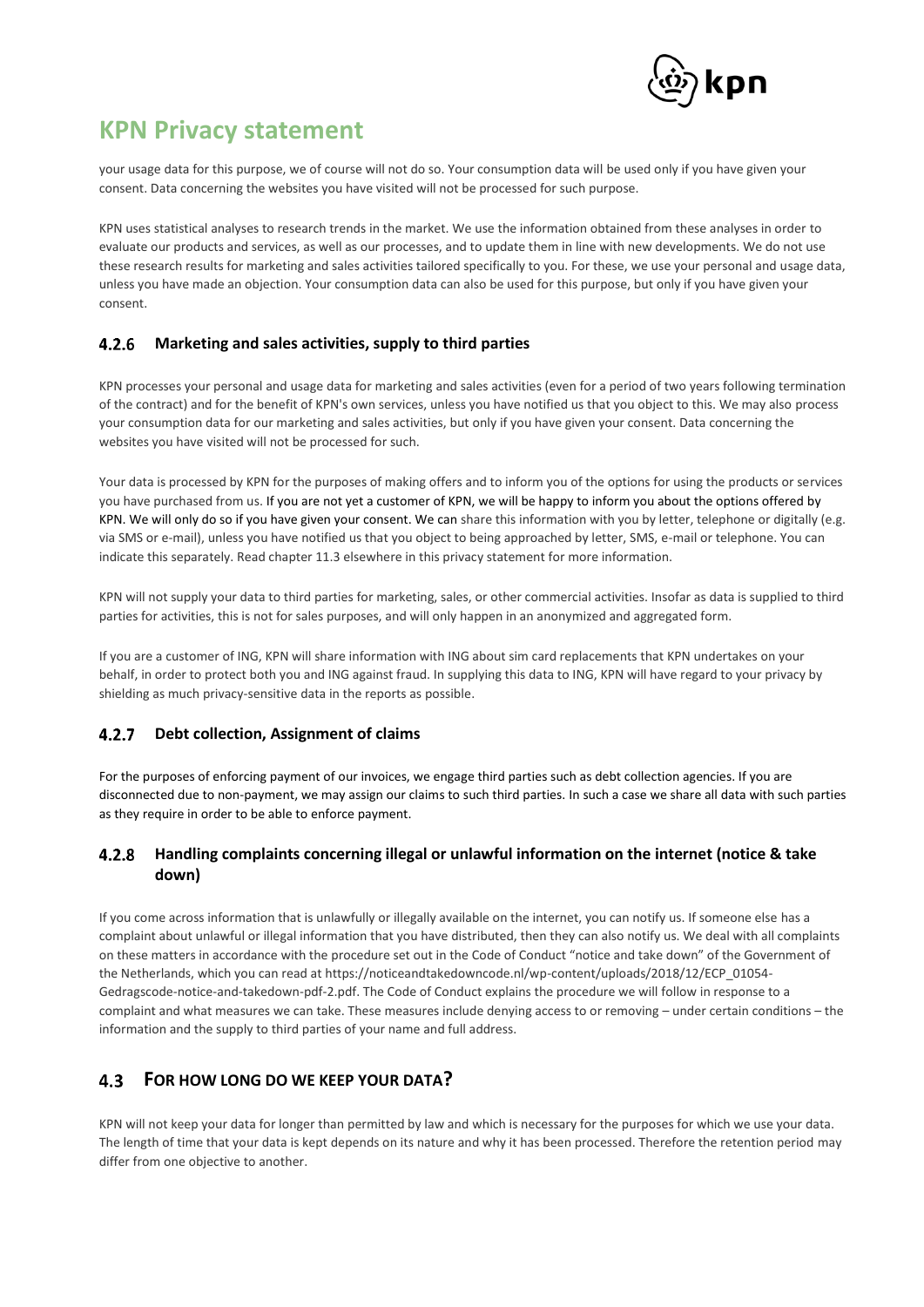your usage data for this purpose, we of course will not do so. Your consumption data will be used only if you have given your consent. Data concerning the websites you have visited will not be processed for such purpose.

KPN uses statistical analyses to research trends in the market. We use the information obtained from these analyses in order to evaluate our products and services, as well as our processes, and to update them in line with new developments. We do not use these research results for marketing and sales activities tailored specifically to you. For these, we use your personal and usage data, unless you have made an objection. Your consumption data can also be used for this purpose, but only if you have given your consent.

### 4.2.6 Marketing and sales activities, supply to third parties

KPN processes your personal and usage data for marketing and sales activities (even for a period of two years following termination of the contract) and for the benefit of KPN's own services, unless you have notified us that you object to this. We may also process your consumption data for our marketing and sales activities, but only if you have given your consent. Data concerning the websites you have visited will not be processed for such.

Your data is processed by KPN for the purposes of making offers and to inform you of the options for using the products or services you have purchased from us. If you are not yet a customer of KPN, we will be happy to inform you about the options offered by KPN. We will only do so if you have given your consent. We can share this information with you by letter, telephone or digitally (e.g. via SMS or e-mail), unless you have notified us that you object to being approached by letter, SMS, e-mail or telephone. You can indicate this separately. Read chapter 11.3 elsewhere in this privacy statement for more information.

KPN will not supply your data to third parties for marketing, sales, or other commercial activities. Insofar as data is supplied to third parties for activities, this is not for sales purposes, and will only happen in an anonymized and aggregated form.

If you are a customer of ING, KPN will share information with ING about sim card replacements that KPN undertakes on your behalf, in order to protect both you and ING against fraud. In supplying this data to ING, KPN will have regard to your privacy by shielding as much privacy-sensitive data in the reports as possible.

### 4.2.7 Debt collection, Assignment of claims

For the purposes of enforcing payment of our invoices, we engage third parties such as debt collection agencies. If you are disconnected due to non-payment, we may assign our claims to such third parties. In such a case we share all data with such parties as they require in order to be able to enforce payment.

### 4.2.8 Handling complaints concerning illegal or unlawful information on the internet (notice & take down)

If you come across information that is unlawfully or illegally available on the internet, you can notify us. If someone else has a complaint about unlawful or illegal information that you have distributed, then they can also notify us. We deal with all complaints on these matters in accordance with the procedure set out in the Code of Conduct "notice and take down" of the Government of the Netherlands, which you can read at https://noticeandtakedowncode.nl/wp-content/uploads/2018/12/ECP_01054-Gedragscode-notice-and-takedown-pdf-2.pdf. The Code of Conduct explains the procedure we will follow in response to a complaint and what measures we can take. These measures include denying access to or removing – under certain conditions – the information and the supply to third parties of your name and full address.

## 4.3 FOR HOW LONG DO WE KEEP YOUR DATA?

KPN will not keep your data for longer than permitted by law and which is necessary for the purposes for which we use your data. The length of time that your data is kept depends on its nature and why it has been processed. Therefore the retention period may differ from one objective to another.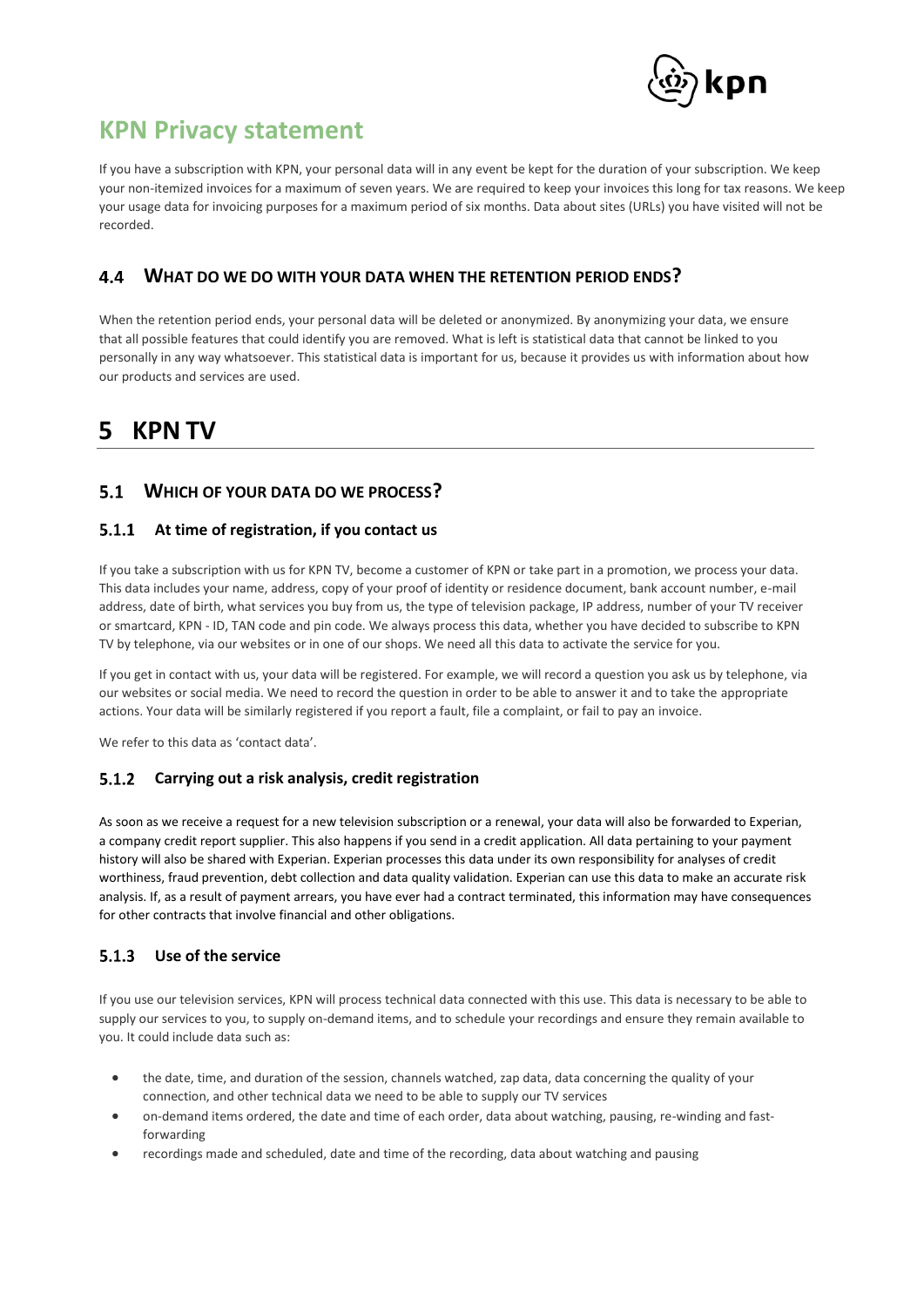# KPN Privacy statement

If you have a subscription with KPN, your personal data will in any event be kept for the duration of your subscription. We keep your non-itemized invoices for a maximum of seven years. We are required to keep your invoices this long for tax reasons. We keep your usage data for invoicing purposes for a maximum period of six months. Data about sites (URLs) you have visited will not be recorded.

### 4.4 WHAT DO WE DO WITH YOUR DATA WHEN THE RETENTION PERIOD ENDS?

When the retention period ends, your personal data will be deleted or anonymized. By anonymizing your data, we ensure that all possible features that could identify you are removed. What is left is statistical data that cannot be linked to you personally in any way whatsoever. This statistical data is important for us, because it provides us with information about how our products and services are used.

## 5 KPN TV

### 5.1 WHICH OF YOUR DATA DO WE PROCESS?

#### 5.1.1 At time of registration, if you contact us

If you take a subscription with us for KPN TV, become a customer of KPN or take part in a promotion, we process your data. This data includes your name, address, copy of your proof of identity or residence document, bank account number, e-mail address, date of birth, what services you buy from us, the type of television package, IP address, number of your TV receiver or smartcard, KPN - ID, TAN code and pin code. We always process this data, whether you have decided to subscribe to KPN TV by telephone, via our websites or in one of our shops. We need all this data to activate the service for you.

If you get in contact with us, your data will be registered. For example, we will record a question you ask us by telephone, via our websites or social media. We need to record the question in order to be able to answer it and to take the appropriate actions. Your data will be similarly registered if you report a fault, file a complaint, or fail to pay an invoice.

We refer to this data as 'contact data'.

#### 5.1.2 Carrying out a risk analysis, credit registration

As soon as we receive a request for a new television subscription or a renewal, your data will also be forwarded to Experian, a company credit report supplier. This also happens if you send in a credit application. All data pertaining to your payment history will also be shared with Experian. Experian processes this data under its own responsibility for analyses of credit worthiness, fraud prevention, debt collection and data quality validation. Experian can use this data to make an accurate risk analysis. If, as a result of payment arrears, you have ever had a contract terminated, this information may have consequences for other contracts that involve financial and other obligations.

#### 5.1.3 Use of the service

If you use our television services, KPN will process technical data connected with this use. This data is necessary to be able to supply our services to you, to supply on-demand items, and to schedule your recordings and ensure they remain available to you. It could include data such as:

- the date, time, and duration of the session, channels watched, zap data, data concerning the quality of your connection, and other technical data we need to be able to supply our TV services
- on-demand items ordered, the date and time of each order, data about watching, pausing, re-winding and fast-forwarding
- recordings made and scheduled, date and time of the recording, data about watching and pausing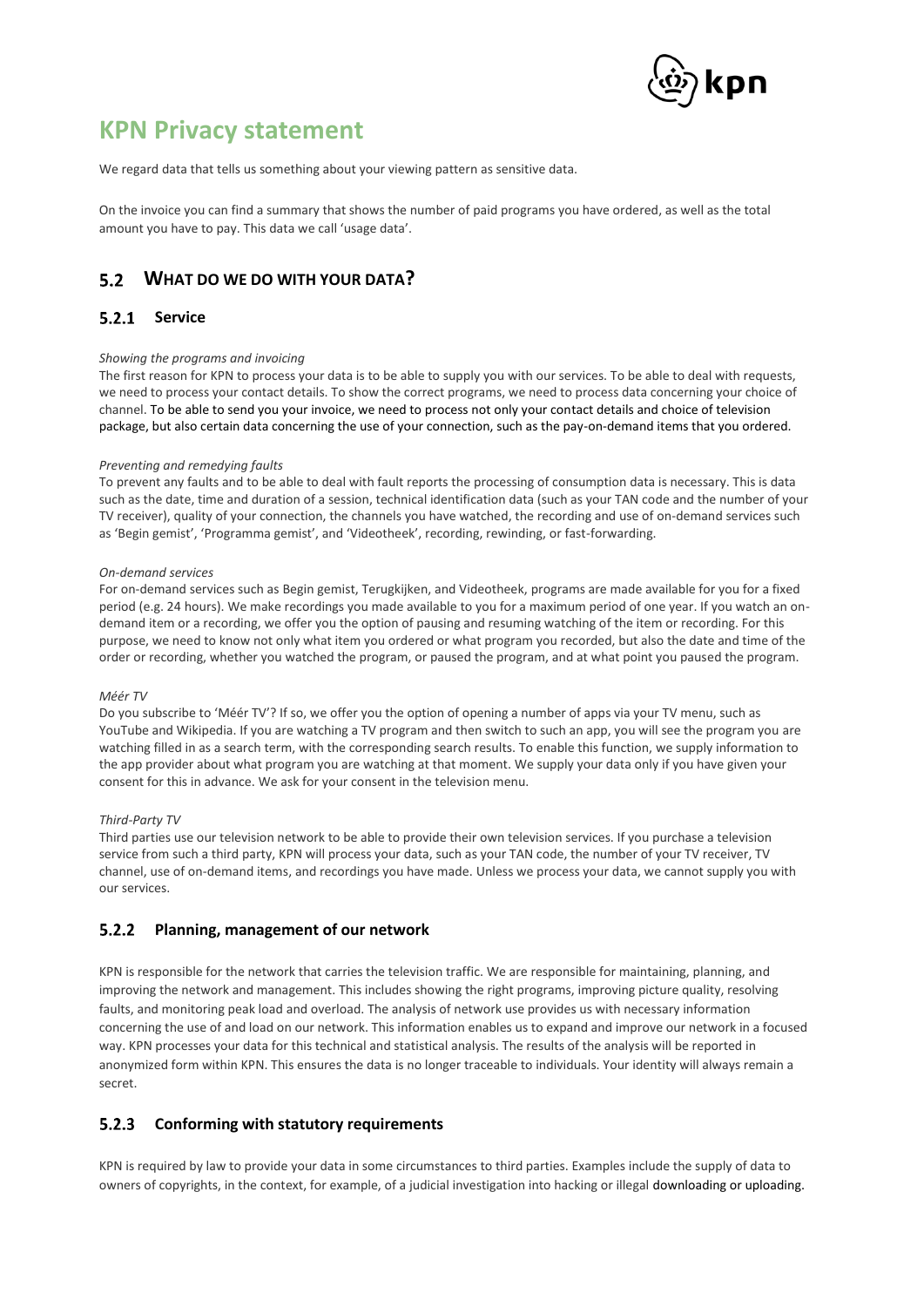# KPN Privacy statement

We regard data that tells us something about your viewing pattern as sensitive data.

On the invoice you can find a summary that shows the number of paid programs you have ordered, as well as the total amount you have to pay. This data we call 'usage data'.

## 5.2 WHAT DO WE DO WITH YOUR DATA?

### 5.2.1 Service

*Showing the programs and invoicing*

The first reason for KPN to process your data is to be able to supply you with our services. To be able to deal with requests, we need to process your contact details. To show the correct programs, we need to process data concerning your choice of channel. To be able to send you your invoice, we need to process not only your contact details and choice of television package, but also certain data concerning the use of your connection, such as the pay-on-demand items that you ordered.

*Preventing and remedying faults*

To prevent any faults and to be able to deal with fault reports the processing of consumption data is necessary. This is data such as the date, time and duration of a session, technical identification data (such as your TAN code and the number of your TV receiver), quality of your connection, the channels you have watched, the recording and use of on-demand services such as 'Begin gemist', 'Programma gemist', and 'Videotheek', recording, rewinding, or fast-forwarding.

*On-demand services*

For on-demand services such as Begin gemist, Terugkijken, and Videotheek, programs are made available for you for a fixed period (e.g. 24 hours). We make recordings you made available to you for a maximum period of one year. If you watch an on-demand item or a recording, we offer you the option of pausing and resuming watching of the item or recording. For this purpose, we need to know not only what item you ordered or what program you recorded, but also the date and time of the order or recording, whether you watched the program, or paused the program, and at what point you paused the program.

*Méér TV*

Do you subscribe to 'Méér TV'? If so, we offer you the option of opening a number of apps via your TV menu, such as YouTube and Wikipedia. If you are watching a TV program and then switch to such an app, you will see the program you are watching filled in as a search term, with the corresponding search results. To enable this function, we supply information to the app provider about what program you are watching at that moment. We supply your data only if you have given your consent for this in advance. We ask for your consent in the television menu.

*Third-Party TV*

Third parties use our television network to be able to provide their own television services. If you purchase a television service from such a third party, KPN will process your data, such as your TAN code, the number of your TV receiver, TV channel, use of on-demand items, and recordings you have made. Unless we process your data, we cannot supply you with our services.

### 5.2.2 Planning, management of our network

KPN is responsible for the network that carries the television traffic. We are responsible for maintaining, planning, and improving the network and management. This includes showing the right programs, improving picture quality, resolving faults, and monitoring peak load and overload. The analysis of network use provides us with necessary information concerning the use of and load on our network. This information enables us to expand and improve our network in a focused way. KPN processes your data for this technical and statistical analysis. The results of the analysis will be reported in anonymized form within KPN. This ensures the data is no longer traceable to individuals. Your identity will always remain a secret.

### 5.2.3 Conforming with statutory requirements

KPN is required by law to provide your data in some circumstances to third parties. Examples include the supply of data to owners of copyrights, in the context, for example, of a judicial investigation into hacking or illegal downloading or uploading.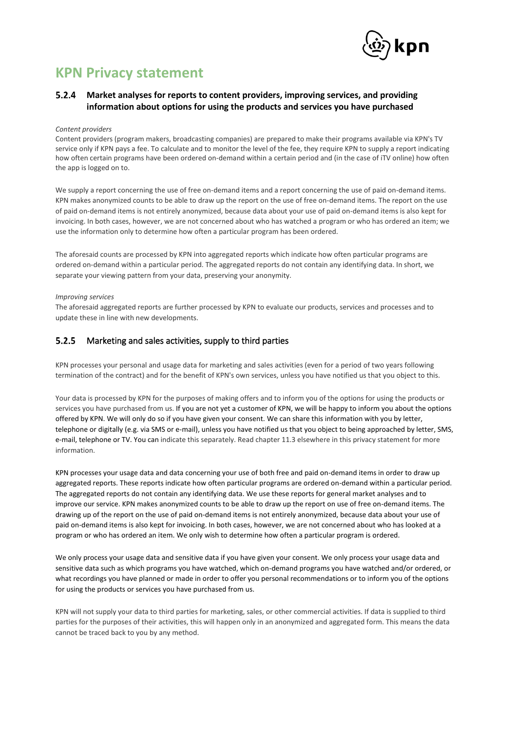# KPN Privacy statement

### 5.2.4 Market analyses for reports to content providers, improving services, and providing information about options for using the products and services you have purchased

*Content providers*

Content providers (program makers, broadcasting companies) are prepared to make their programs available via KPN's TV service only if KPN pays a fee. To calculate and to monitor the level of the fee, they require KPN to supply a report indicating how often certain programs have been ordered on-demand within a certain period and (in the case of iTV online) how often the app is logged on to.

We supply a report concerning the use of free on-demand items and a report concerning the use of paid on-demand items. KPN makes anonymized counts to be able to draw up the report on the use of free on-demand items. The report on the use of paid on-demand items is not entirely anonymized, because data about your use of paid on-demand items is also kept for invoicing. In both cases, however, we are not concerned about who has watched a program or who has ordered an item; we use the information only to determine how often a particular program has been ordered.

The aforesaid counts are processed by KPN into aggregated reports which indicate how often particular programs are ordered on-demand within a particular period. The aggregated reports do not contain any identifying data. In short, we separate your viewing pattern from your data, preserving your anonymity.

*Improving services*

The aforesaid aggregated reports are further processed by KPN to evaluate our products, services and processes and to update these in line with new developments.

### 5.2.5 Marketing and sales activities, supply to third parties

KPN processes your personal and usage data for marketing and sales activities (even for a period of two years following termination of the contract) and for the benefit of KPN's own services, unless you have notified us that you object to this.

Your data is processed by KPN for the purposes of making offers and to inform you of the options for using the products or services you have purchased from us. If you are not yet a customer of KPN, we will be happy to inform you about the options offered by KPN. We will only do so if you have given your consent. We can share this information with you by letter, telephone or digitally (e.g. via SMS or e-mail), unless you have notified us that you object to being approached by letter, SMS, e-mail, telephone or TV. You can indicate this separately. Read chapter 11.3 elsewhere in this privacy statement for more information.

KPN processes your usage data and data concerning your use of both free and paid on-demand items in order to draw up aggregated reports. These reports indicate how often particular programs are ordered on-demand within a particular period. The aggregated reports do not contain any identifying data. We use these reports for general market analyses and to improve our service. KPN makes anonymized counts to be able to draw up the report on use of free on-demand items. The drawing up of the report on the use of paid on-demand items is not entirely anonymized, because data about your use of paid on-demand items is also kept for invoicing. In both cases, however, we are not concerned about who has looked at a program or who has ordered an item. We only wish to determine how often a particular program is ordered.

We only process your usage data and sensitive data if you have given your consent. We only process your usage data and sensitive data such as which programs you have watched, which on-demand programs you have watched and/or ordered, or what recordings you have planned or made in order to offer you personal recommendations or to inform you of the options for using the products or services you have purchased from us.

KPN will not supply your data to third parties for marketing, sales, or other commercial activities. If data is supplied to third parties for the purposes of their activities, this will happen only in an anonymized and aggregated form. This means the data cannot be traced back to you by any method.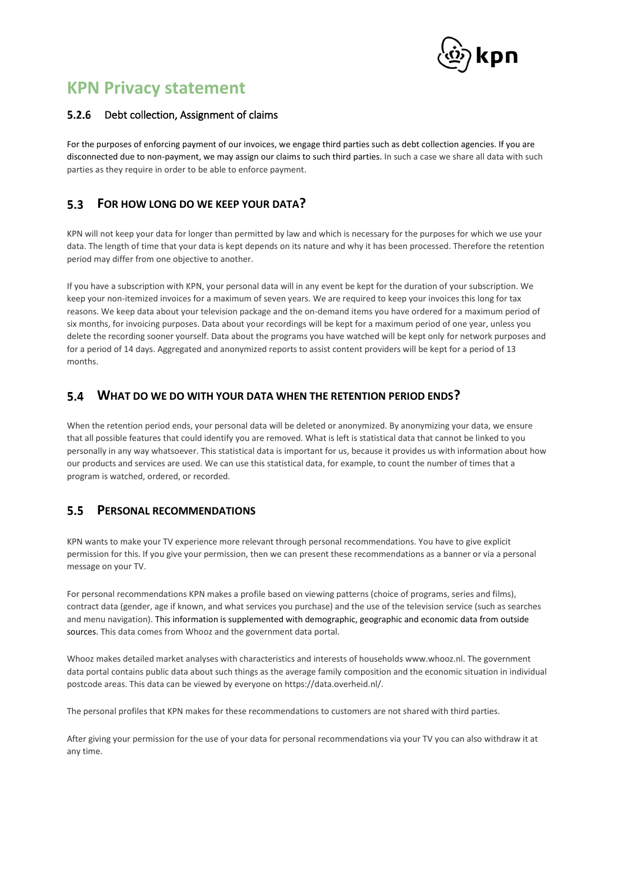# KPN Privacy statement

### 5.2.6 Debt collection, Assignment of claims

For the purposes of enforcing payment of our invoices, we engage third parties such as debt collection agencies. If you are disconnected due to non-payment, we may assign our claims to such third parties. In such a case we share all data with such parties as they require in order to be able to enforce payment.

## 5.3 FOR HOW LONG DO WE KEEP YOUR DATA?

KPN will not keep your data for longer than permitted by law and which is necessary for the purposes for which we use your data. The length of time that your data is kept depends on its nature and why it has been processed. Therefore the retention period may differ from one objective to another.

If you have a subscription with KPN, your personal data will in any event be kept for the duration of your subscription. We keep your non-itemized invoices for a maximum of seven years. We are required to keep your invoices this long for tax reasons. We keep data about your television package and the on-demand items you have ordered for a maximum period of six months, for invoicing purposes. Data about your recordings will be kept for a maximum period of one year, unless you delete the recording sooner yourself. Data about the programs you have watched will be kept only for network purposes and for a period of 14 days. Aggregated and anonymized reports to assist content providers will be kept for a period of 13 months.

## 5.4 WHAT DO WE DO WITH YOUR DATA WHEN THE RETENTION PERIOD ENDS?

When the retention period ends, your personal data will be deleted or anonymized. By anonymizing your data, we ensure that all possible features that could identify you are removed. What is left is statistical data that cannot be linked to you personally in any way whatsoever. This statistical data is important for us, because it provides us with information about how our products and services are used. We can use this statistical data, for example, to count the number of times that a program is watched, ordered, or recorded.

## 5.5 PERSONAL RECOMMENDATIONS

KPN wants to make your TV experience more relevant through personal recommendations. You have to give explicit permission for this. If you give your permission, then we can present these recommendations as a banner or via a personal message on your TV.

For personal recommendations KPN makes a profile based on viewing patterns (choice of programs, series and films), contract data (gender, age if known, and what services you purchase) and the use of the television service (such as searches and menu navigation). This information is supplemented with demographic, geographic and economic data from outside sources. This data comes from Whooz and the government data portal.

Whooz makes detailed market analyses with characteristics and interests of households www.whooz.nl. The government data portal contains public data about such things as the average family composition and the economic situation in individual postcode areas. This data can be viewed by everyone on https://data.overheid.nl/.

The personal profiles that KPN makes for these recommendations to customers are not shared with third parties.

After giving your permission for the use of your data for personal recommendations via your TV you can also withdraw it at any time.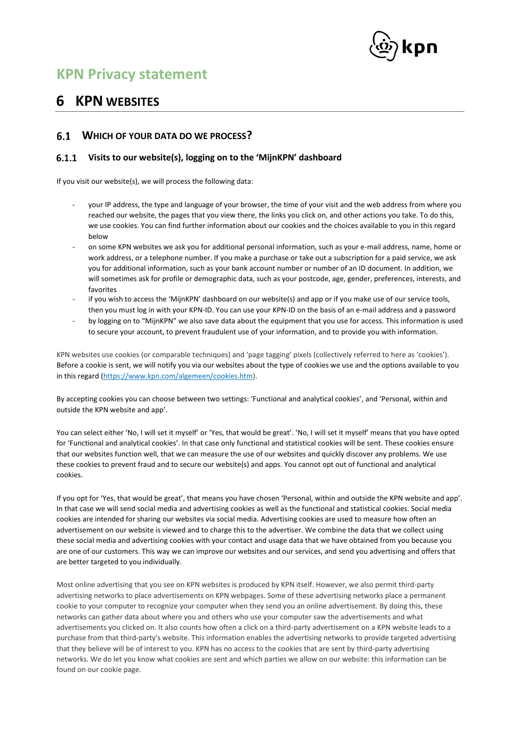# KPN Privacy statement

# 6 KPN WEBSITES

## 6.1 WHICH OF YOUR DATA DO WE PROCESS?

### 6.1.1 Visits to our website(s), logging on to the 'MijnKPN' dashboard

If you visit our website(s), we will process the following data:

- your IP address, the type and language of your browser, the time of your visit and the web address from where you reached our website, the pages that you view there, the links you click on, and other actions you take. To do this, we use cookies. You can find further information about our cookies and the choices available to you in this regard below
- on some KPN websites we ask you for additional personal information, such as your e-mail address, name, home or work address, or a telephone number. If you make a purchase or take out a subscription for a paid service, we ask you for additional information, such as your bank account number or number of an ID document. In addition, we will sometimes ask for profile or demographic data, such as your postcode, age, gender, preferences, interests, and favorites
- if you wish to access the 'MijnKPN' dashboard on our website(s) and app or if you make use of our service tools, then you must log in with your KPN-ID. You can use your KPN-ID on the basis of an e-mail address and a password
- by logging on to "MijnKPN" we also save data about the equipment that you use for access. This information is used to secure your account, to prevent fraudulent use of your information, and to provide you with information.

KPN websites use cookies (or comparable techniques) and 'page tagging' pixels (collectively referred to here as 'cookies'). Before a cookie is sent, we will notify you via our websites about the type of cookies we use and the options available to you in this regard ([https://www.kpn.com/algemeen/cookies.htm](https://www.kpn.com/algemeen/cookies.htm)).

By accepting cookies you can choose between two settings: 'Functional and analytical cookies', and 'Personal, within and outside the KPN website and app'.

You can select either 'No, I will set it myself' or 'Yes, that would be great'. 'No, I will set it myself' means that you have opted for 'Functional and analytical cookies'. In that case only functional and statistical cookies will be sent. These cookies ensure that our websites function well, that we can measure the use of our websites and quickly discover any problems. We use these cookies to prevent fraud and to secure our website(s) and apps. You cannot opt out of functional and analytical cookies.

If you opt for 'Yes, that would be great', that means you have chosen 'Personal, within and outside the KPN website and app'. In that case we will send social media and advertising cookies as well as the functional and statistical cookies. Social media cookies are intended for sharing our websites via social media. Advertising cookies are used to measure how often an advertisement on our website is viewed and to charge this to the advertiser. We combine the data that we collect using these social media and advertising cookies with your contact and usage data that we have obtained from you because you are one of our customers. This way we can improve our websites and our services, and send you advertising and offers that are better targeted to you individually.

Most online advertising that you see on KPN websites is produced by KPN itself. However, we also permit third-party advertising networks to place advertisements on KPN webpages. Some of these advertising networks place a permanent cookie to your computer to recognize your computer when they send you an online advertisement. By doing this, these networks can gather data about where you and others who use your computer saw the advertisements and what advertisements you clicked on. It also counts how often a click on a third-party advertisement on a KPN website leads to a purchase from that third-party's website. This information enables the advertising networks to provide targeted advertising that they believe will be of interest to you. KPN has no access to the cookies that are sent by third-party advertising networks. We do let you know what cookies are sent and which parties we allow on our website: this information can be found on our cookie page.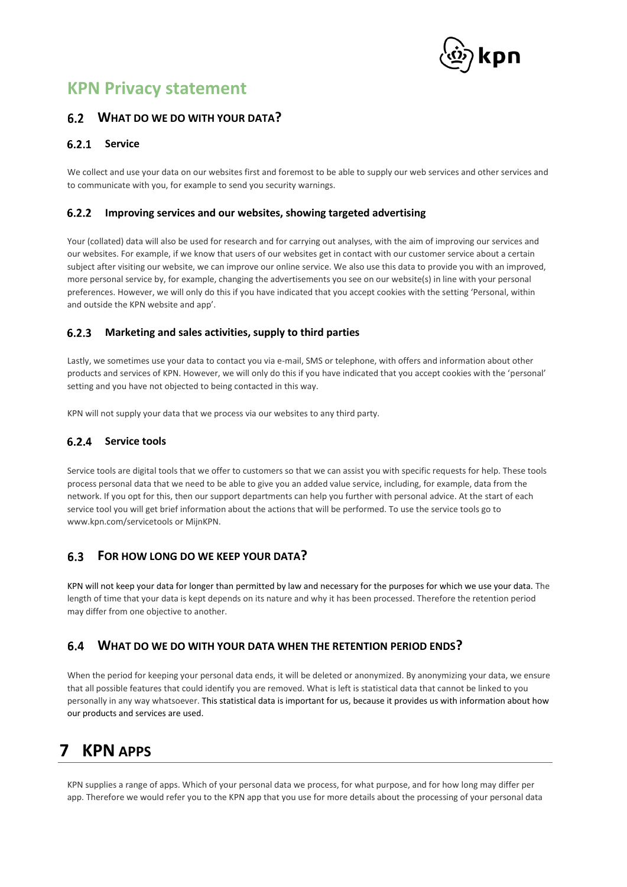# KPN Privacy statement

## 6.2 WHAT DO WE DO WITH YOUR DATA?

### 6.2.1 Service

We collect and use your data on our websites first and foremost to be able to supply our web services and other services and to communicate with you, for example to send you security warnings.

### 6.2.2 Improving services and our websites, showing targeted advertising

Your (collated) data will also be used for research and for carrying out analyses, with the aim of improving our services and our websites. For example, if we know that users of our websites get in contact with our customer service about a certain subject after visiting our website, we can improve our online service. We also use this data to provide you with an improved, more personal service by, for example, changing the advertisements you see on our website(s) in line with your personal preferences. However, we will only do this if you have indicated that you accept cookies with the setting 'Personal, within and outside the KPN website and app'.

### 6.2.3 Marketing and sales activities, supply to third parties

Lastly, we sometimes use your data to contact you via e-mail, SMS or telephone, with offers and information about other products and services of KPN. However, we will only do this if you have indicated that you accept cookies with the 'personal' setting and you have not objected to being contacted in this way.

KPN will not supply your data that we process via our websites to any third party.

### 6.2.4 Service tools

Service tools are digital tools that we offer to customers so that we can assist you with specific requests for help. These tools process personal data that we need to be able to give you an added value service, including, for example, data from the network. If you opt for this, then our support departments can help you further with personal advice. At the start of each service tool you will get brief information about the actions that will be performed. To use the service tools go to www.kpn.com/servicetools or MijnKPN.

## 6.3 FOR HOW LONG DO WE KEEP YOUR DATA?

KPN will not keep your data for longer than permitted by law and necessary for the purposes for which we use your data. The length of time that your data is kept depends on its nature and why it has been processed. Therefore the retention period may differ from one objective to another.

## 6.4 WHAT DO WE DO WITH YOUR DATA WHEN THE RETENTION PERIOD ENDS?

When the period for keeping your personal data ends, it will be deleted or anonymized. By anonymizing your data, we ensure that all possible features that could identify you are removed. What is left is statistical data that cannot be linked to you personally in any way whatsoever. This statistical data is important for us, because it provides us with information about how our products and services are used.

# 7 KPN APPS

KPN supplies a range of apps. Which of your personal data we process, for what purpose, and for how long may differ per app. Therefore we would refer you to the KPN app that you use for more details about the processing of your personal data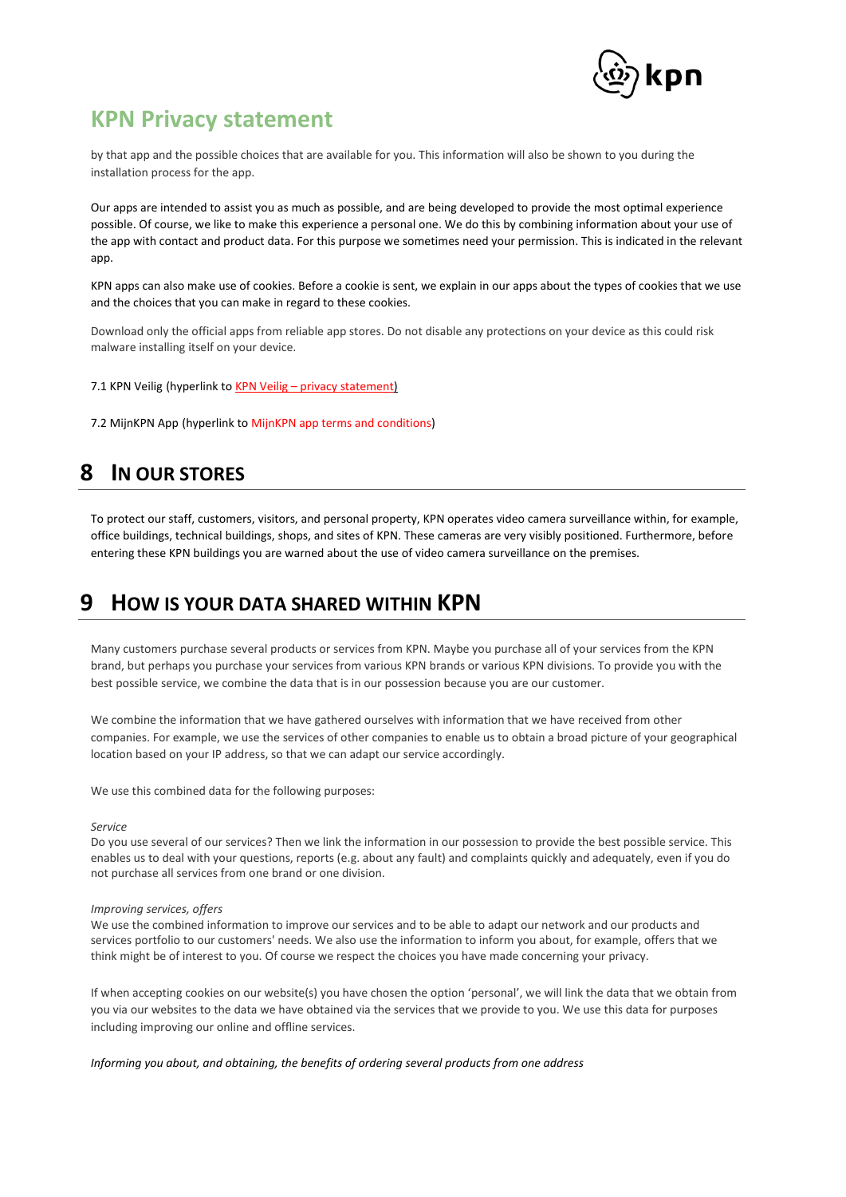by that app and the possible choices that are available for you. This information will also be shown to you during the installation process for the app.

Our apps are intended to assist you as much as possible, and are being developed to provide the most optimal experience possible. Of course, we like to make this experience a personal one. We do this by combining information about your use of the app with contact and product data. For this purpose we sometimes need your permission. This is indicated in the relevant app.

KPN apps can also make use of cookies. Before a cookie is sent, we explain in our apps about the types of cookies that we use and the choices that you can make in regard to these cookies.

Download only the official apps from reliable app stores. Do not disable any protections on your device as this could risk malware installing itself on your device.

7.1 KPN Veilig (hyperlink to KPN Veilig – privacy statement)

7.2 MijnKPN App (hyperlink to MijnKPN app terms and conditions)

# 8 In our stores

To protect our staff, customers, visitors, and personal property, KPN operates video camera surveillance within, for example, office buildings, technical buildings, shops, and sites of KPN. These cameras are very visibly positioned. Furthermore, before entering these KPN buildings you are warned about the use of video camera surveillance on the premises.

# 9 How is your data shared within KPN

Many customers purchase several products or services from KPN. Maybe you purchase all of your services from the KPN brand, but perhaps you purchase your services from various KPN brands or various KPN divisions. To provide you with the best possible service, we combine the data that is in our possession because you are our customer.

We combine the information that we have gathered ourselves with information that we have received from other companies. For example, we use the services of other companies to enable us to obtain a broad picture of your geographical location based on your IP address, so that we can adapt our service accordingly.

We use this combined data for the following purposes:

*Service*
Do you use several of our services? Then we link the information in our possession to provide the best possible service. This enables us to deal with your questions, reports (e.g. about any fault) and complaints quickly and adequately, even if you do not purchase all services from one brand or one division.

*Improving services, offers*
We use the combined information to improve our services and to be able to adapt our network and our products and services portfolio to our customers' needs. We also use the information to inform you about, for example, offers that we think might be of interest to you. Of course we respect the choices you have made concerning your privacy.

If when accepting cookies on our website(s) you have chosen the option 'personal', we will link the data that we obtain from you via our websites to the data we have obtained via the services that we provide to you. We use this data for purposes including improving our online and offline services.

*Informing you about, and obtaining, the benefits of ordering several products from one address*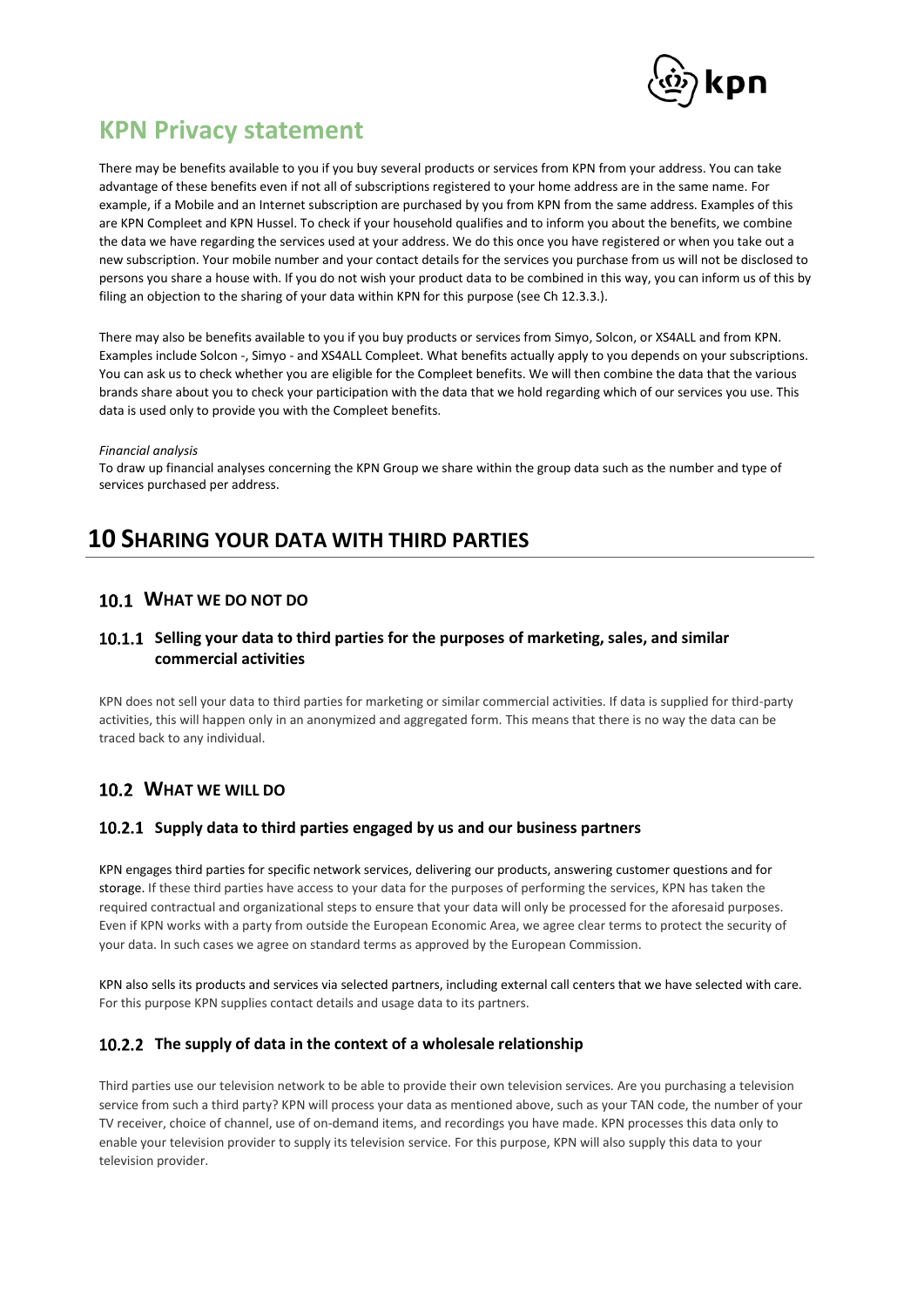# KPN Privacy statement

There may be benefits available to you if you buy several products or services from KPN from your address. You can take advantage of these benefits even if not all of subscriptions registered to your home address are in the same name. For example, if a Mobile and an Internet subscription are purchased by you from KPN from the same address. Examples of this are KPN Compleet and KPN Hussel. To check if your household qualifies and to inform you about the benefits, we combine the data we have regarding the services used at your address. We do this once you have registered or when you take out a new subscription. Your mobile number and your contact details for the services you purchase from us will not be disclosed to persons you share a house with. If you do not wish your product data to be combined in this way, you can inform us of this by filing an objection to the sharing of your data within KPN for this purpose (see Ch 12.3.3.).

There may also be benefits available to you if you buy products or services from Simyo, Solcon, or XS4ALL and from KPN. Examples include Solcon -, Simyo - and XS4ALL Compleet. What benefits actually apply to you depends on your subscriptions. You can ask us to check whether you are eligible for the Compleet benefits. We will then combine the data that the various brands share about you to check your participation with the data that we hold regarding which of our services you use. This data is used only to provide you with the Compleet benefits.

*Financial analysis*

To draw up financial analyses concerning the KPN Group we share within the group data such as the number and type of services purchased per address.

# 10 Sharing your data with third parties

## 10.1 What we do not do

### 10.1.1 Selling your data to third parties for the purposes of marketing, sales, and similar commercial activities

KPN does not sell your data to third parties for marketing or similar commercial activities. If data is supplied for third-party activities, this will happen only in an anonymized and aggregated form. This means that there is no way the data can be traced back to any individual.

## 10.2 What we will do

### 10.2.1 Supply data to third parties engaged by us and our business partners

KPN engages third parties for specific network services, delivering our products, answering customer questions and for storage. If these third parties have access to your data for the purposes of performing the services, KPN has taken the required contractual and organizational steps to ensure that your data will only be processed for the aforesaid purposes. Even if KPN works with a party from outside the European Economic Area, we agree clear terms to protect the security of your data. In such cases we agree on standard terms as approved by the European Commission.

KPN also sells its products and services via selected partners, including external call centers that we have selected with care. For this purpose KPN supplies contact details and usage data to its partners.

### 10.2.2 The supply of data in the context of a wholesale relationship

Third parties use our television network to be able to provide their own television services. Are you purchasing a television service from such a third party? KPN will process your data as mentioned above, such as your TAN code, the number of your TV receiver, choice of channel, use of on-demand items, and recordings you have made. KPN processes this data only to enable your television provider to supply its television service. For this purpose, KPN will also supply this data to your television provider.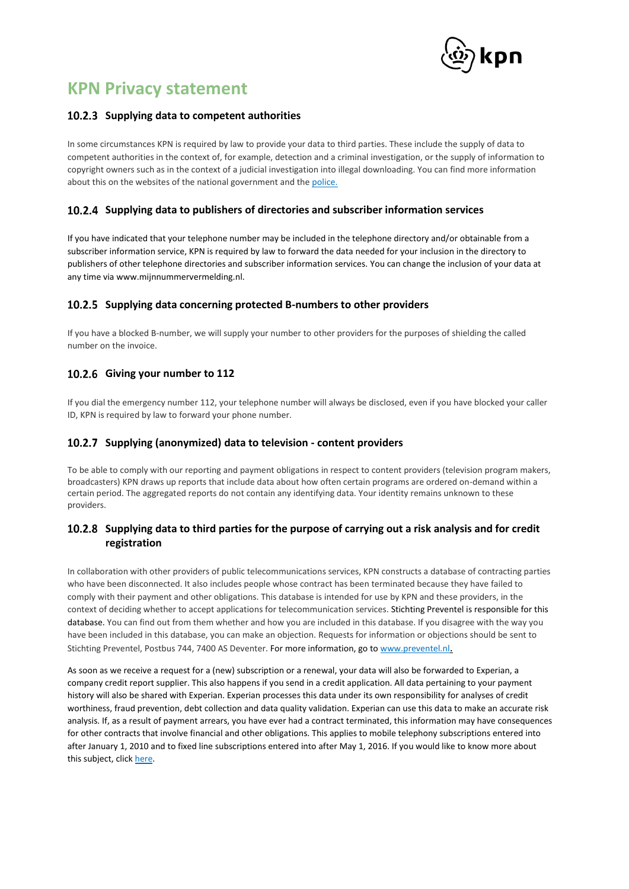# KPN Privacy statement

### 10.2.3 Supplying data to competent authorities

In some circumstances KPN is required by law to provide your data to third parties. These include the supply of data to competent authorities in the context of, for example, detection and a criminal investigation, or the supply of information to copyright owners such as in the context of a judicial investigation into illegal downloading. You can find more information about this on the websites of the national government and the police.

### 10.2.4 Supplying data to publishers of directories and subscriber information services

If you have indicated that your telephone number may be included in the telephone directory and/or obtainable from a subscriber information service, KPN is required by law to forward the data needed for your inclusion in the directory to publishers of other telephone directories and subscriber information services. You can change the inclusion of your data at any time via www.mijnnummervermelding.nl.

### 10.2.5 Supplying data concerning protected B-numbers to other providers

If you have a blocked B-number, we will supply your number to other providers for the purposes of shielding the called number on the invoice.

### 10.2.6 Giving your number to 112

If you dial the emergency number 112, your telephone number will always be disclosed, even if you have blocked your caller ID, KPN is required by law to forward your phone number.

### 10.2.7 Supplying (anonymized) data to television - content providers

To be able to comply with our reporting and payment obligations in respect to content providers (television program makers, broadcasters) KPN draws up reports that include data about how often certain programs are ordered on-demand within a certain period. The aggregated reports do not contain any identifying data. Your identity remains unknown to these providers.

### 10.2.8 Supplying data to third parties for the purpose of carrying out a risk analysis and for credit registration

In collaboration with other providers of public telecommunications services, KPN constructs a database of contracting parties who have been disconnected. It also includes people whose contract has been terminated because they have failed to comply with their payment and other obligations. This database is intended for use by KPN and these providers, in the context of deciding whether to accept applications for telecommunication services. Stichting Preventel is responsible for this database. You can find out from them whether and how you are included in this database. If you disagree with the way you have been included in this database, you can make an objection. Requests for information or objections should be sent to Stichting Preventel, Postbus 744, 7400 AS Deventer. For more information, go to www.preventel.nl.

As soon as we receive a request for a (new) subscription or a renewal, your data will also be forwarded to Experian, a company credit report supplier. This also happens if you send in a credit application. All data pertaining to your payment history will also be shared with Experian. Experian processes this data under its own responsibility for analyses of credit worthiness, fraud prevention, debt collection and data quality validation. Experian can use this data to make an accurate risk analysis. If, as a result of payment arrears, you have ever had a contract terminated, this information may have consequences for other contracts that involve financial and other obligations. This applies to mobile telephony subscriptions entered into after January 1, 2010 and to fixed line subscriptions entered into after May 1, 2016. If you would like to know more about this subject, click here.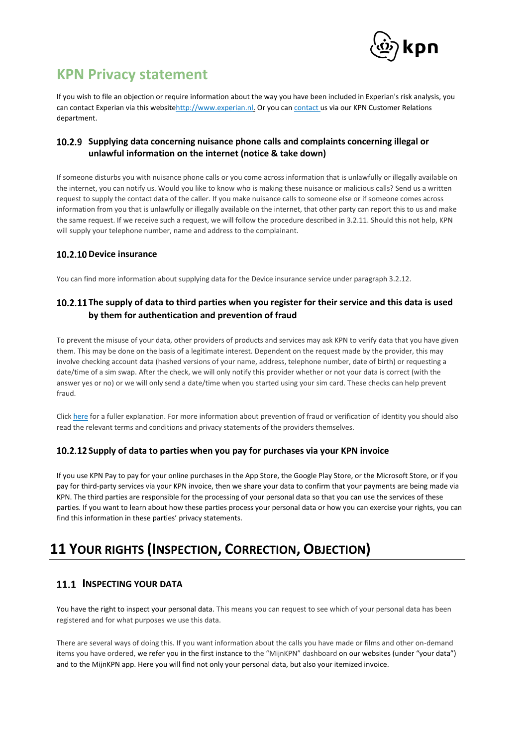# KPN Privacy statement

If you wish to file an objection or require information about the way you have been included in Experian's risk analysis, you can contact Experian via this website[http://www.experian.nl.](http://www.experian.nl) Or you can [contact](#) us via our KPN Customer Relations department.

### 10.2.9 Supplying data concerning nuisance phone calls and complaints concerning illegal or unlawful information on the internet (notice & take down)

If someone disturbs you with nuisance phone calls or you come across information that is unlawfully or illegally available on the internet, you can notify us. Would you like to know who is making these nuisance or malicious calls? Send us a written request to supply the contact data of the caller. If you make nuisance calls to someone else or if someone comes across information from you that is unlawfully or illegally available on the internet, that other party can report this to us and make the same request. If we receive such a request, we will follow the procedure described in 3.2.11. Should this not help, KPN will supply your telephone number, name and address to the complainant.

### 10.2.10 Device insurance

You can find more information about supplying data for the Device insurance service under paragraph 3.2.12.

### 10.2.11 The supply of data to third parties when you register for their service and this data is used by them for authentication and prevention of fraud

To prevent the misuse of your data, other providers of products and services may ask KPN to verify data that you have given them. This may be done on the basis of a legitimate interest. Dependent on the request made by the provider, this may involve checking account data (hashed versions of your name, address, telephone number, date of birth) or requesting a date/time of a sim swap. After the check, we will only notify this provider whether or not your data is correct (with the answer yes or no) or we will only send a date/time when you started using your sim card. These checks can help prevent fraud.

Click [here](#) for a fuller explanation. For more information about prevention of fraud or verification of identity you should also read the relevant terms and conditions and privacy statements of the providers themselves.

### 10.2.12 Supply of data to parties when you pay for purchases via your KPN invoice

If you use KPN Pay to pay for your online purchases in the App Store, the Google Play Store, or the Microsoft Store, or if you pay for third-party services via your KPN invoice, then we share your data to confirm that your payments are being made via KPN. The third parties are responsible for the processing of your personal data so that you can use the services of these parties. If you want to learn about how these parties process your personal data or how you can exercise your rights, you can find this information in these parties' privacy statements.

# 11 YOUR RIGHTS (INSPECTION, CORRECTION, OBJECTION)

## 11.1 INSPECTING YOUR DATA

You have the right to inspect your personal data. This means you can request to see which of your personal data has been registered and for what purposes we use this data.

There are several ways of doing this. If you want information about the calls you have made or films and other on-demand items you have ordered, we refer you in the first instance to the "MijnKPN" dashboard on our websites (under "your data") and to the MijnKPN app. Here you will find not only your personal data, but also your itemized invoice.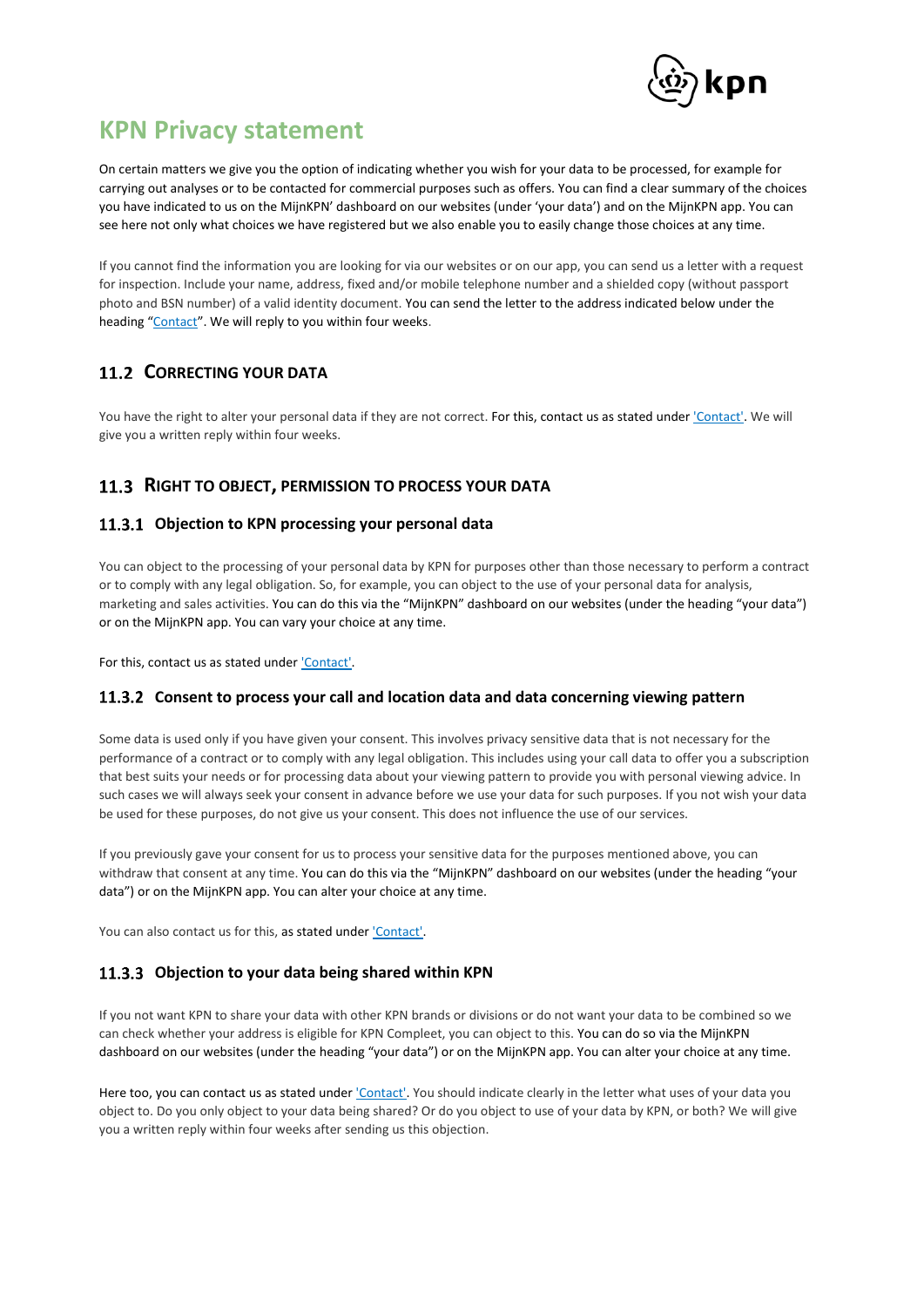# KPN Privacy statement

On certain matters we give you the option of indicating whether you wish for your data to be processed, for example for carrying out analyses or to be contacted for commercial purposes such as offers. You can find a clear summary of the choices you have indicated to us on the MijnKPN' dashboard on our websites (under 'your data') and on the MijnKPN app. You can see here not only what choices we have registered but we also enable you to easily change those choices at any time.

If you cannot find the information you are looking for via our websites or on our app, you can send us a letter with a request for inspection. Include your name, address, fixed and/or mobile telephone number and a shielded copy (without passport photo and BSN number) of a valid identity document. You can send the letter to the address indicated below under the heading "Contact". We will reply to you within four weeks.

## 11.2 Correcting your data

You have the right to alter your personal data if they are not correct. For this, contact us as stated under 'Contact'. We will give you a written reply within four weeks.

## 11.3 Right to object, permission to process your data

### 11.3.1 Objection to KPN processing your personal data

You can object to the processing of your personal data by KPN for purposes other than those necessary to perform a contract or to comply with any legal obligation. So, for example, you can object to the use of your personal data for analysis, marketing and sales activities. You can do this via the "MijnKPN" dashboard on our websites (under the heading "your data") or on the MijnKPN app. You can vary your choice at any time.

For this, contact us as stated under 'Contact'.

### 11.3.2 Consent to process your call and location data and data concerning viewing pattern

Some data is used only if you have given your consent. This involves privacy sensitive data that is not necessary for the performance of a contract or to comply with any legal obligation. This includes using your call data to offer you a subscription that best suits your needs or for processing data about your viewing pattern to provide you with personal viewing advice. In such cases we will always seek your consent in advance before we use your data for such purposes. If you not wish your data be used for these purposes, do not give us your consent. This does not influence the use of our services.

If you previously gave your consent for us to process your sensitive data for the purposes mentioned above, you can withdraw that consent at any time. You can do this via the "MijnKPN" dashboard on our websites (under the heading "your data") or on the MijnKPN app. You can alter your choice at any time.

You can also contact us for this, as stated under 'Contact'.

### 11.3.3 Objection to your data being shared within KPN

If you not want KPN to share your data with other KPN brands or divisions or do not want your data to be combined so we can check whether your address is eligible for KPN Compleet, you can object to this. You can do so via the MijnKPN dashboard on our websites (under the heading "your data") or on the MijnKPN app. You can alter your choice at any time.

Here too, you can contact us as stated under 'Contact'. You should indicate clearly in the letter what uses of your data you object to. Do you only object to your data being shared? Or do you object to use of your data by KPN, or both? We will give you a written reply within four weeks after sending us this objection.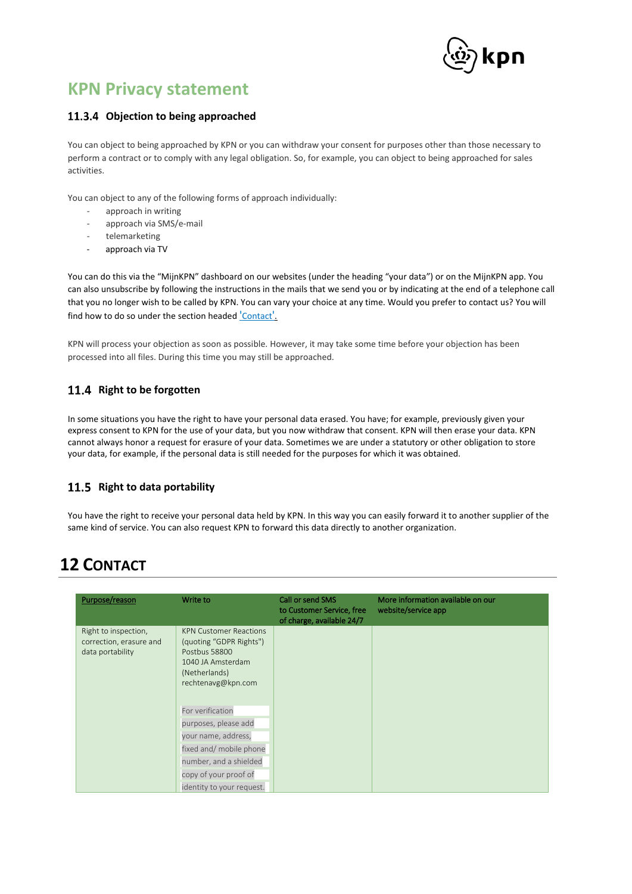## KPN Privacy statement

### 11.3.4 Objection to being approached

You can object to being approached by KPN or you can withdraw your consent for purposes other than those necessary to perform a contract or to comply with any legal obligation. So, for example, you can object to being approached for sales activities.

You can object to any of the following forms of approach individually:

- approach in writing
- approach via SMS/e-mail
- telemarketing
- approach via TV

You can do this via the "MijnKPN" dashboard on our websites (under the heading "your data") or on the MijnKPN app. You can also unsubscribe by following the instructions in the mails that we send you or by indicating at the end of a telephone call that you no longer wish to be called by KPN. You can vary your choice at any time. Would you prefer to contact us? You will find how to do so under the section headed 'Contact'.

KPN will process your objection as soon as possible. However, it may take some time before your objection has been processed into all files. During this time you may still be approached.

### 11.4 Right to be forgotten

In some situations you have the right to have your personal data erased. You have; for example, previously given your express consent to KPN for the use of your data, but you now withdraw that consent. KPN will then erase your data. KPN cannot always honor a request for erasure of your data. Sometimes we are under a statutory or other obligation to store your data, for example, if the personal data is still needed for the purposes for which it was obtained.

### 11.5 Right to data portability

You have the right to receive your personal data held by KPN. In this way you can easily forward it to another supplier of the same kind of service. You can also request KPN to forward this data directly to another organization.

# 12 Contact

| Purpose/reason | Write to | Call or send SMS to Customer Service, free of charge, available 24/7 | More information available on our website/service app |
|---|---|---|---|
| Right to inspection, correction, erasure and data portability | KPN Customer Reactions (quoting "GDPR Rights") Postbus 58800 1040 JA Amsterdam (Netherlands) rechtenavg@kpn.com<br><br>For verification purposes, please add your name, address, fixed and/ mobile phone number, and a shielded copy of your proof of identity to your request. | | |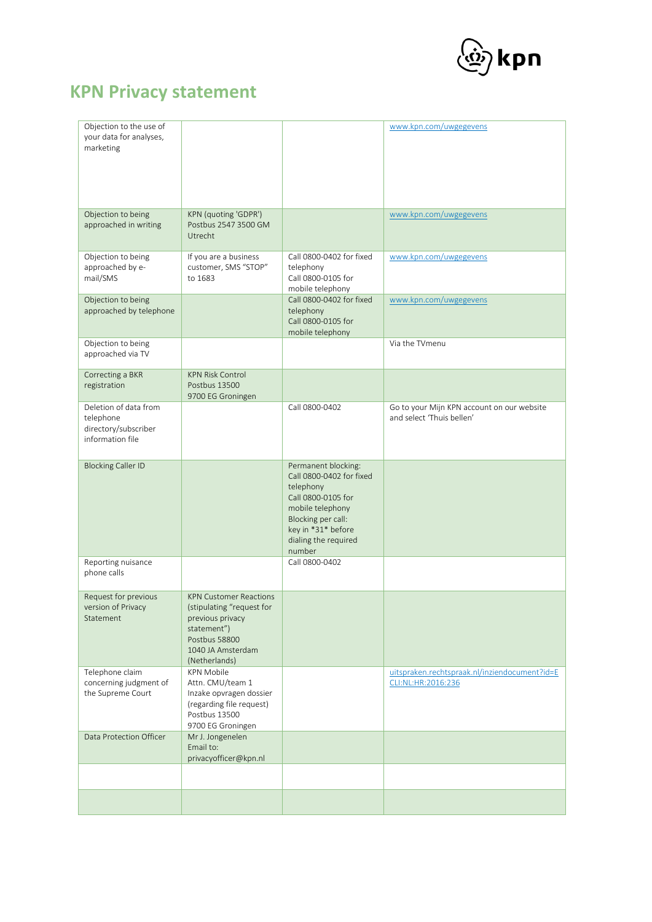# KPN Privacy statement

| | | | |
|---|---|---|---|
| Objection to the use of your data for analyses, marketing | | | www.kpn.com/uwgegevens |
| Objection to being approached in writing | KPN (quoting 'GDPR') Postbus 2547 3500 GM Utrecht | | www.kpn.com/uwgegevens |
| Objection to being approached by e-mail/SMS | If you are a business customer, SMS "STOP" to 1683 | Call 0800-0402 for fixed telephony<br>Call 0800-0105 for mobile telephony | www.kpn.com/uwgegevens |
| Objection to being approached by telephone | | Call 0800-0402 for fixed telephony<br>Call 0800-0105 for mobile telephony | www.kpn.com/uwgegevens |
| Objection to being approached via TV | | | Via the TVmenu |
| Correcting a BKR registration | KPN Risk Control<br>Postbus 13500<br>9700 EG Groningen | | |
| Deletion of data from telephone directory/subscriber information file | | Call 0800-0402 | Go to your Mijn KPN account on our website and select 'Thuis bellen' |
| Blocking Caller ID | | Permanent blocking:<br>Call 0800-0402 for fixed telephony<br>Call 0800-0105 for mobile telephony<br>Blocking per call:<br>key in *31* before dialing the required number | |
| Reporting nuisance phone calls | | Call 0800-0402 | |
| Request for previous version of Privacy Statement | KPN Customer Reactions (stipulating "request for previous privacy statement")<br>Postbus 58800<br>1040 JA Amsterdam (Netherlands) | | |
| Telephone claim concerning judgment of the Supreme Court | KPN Mobile<br>Attn. CMU/team 1<br>Inzake opvragen dossier (regarding file request)<br>Postbus 13500<br>9700 EG Groningen | | uitspraken.rechtspraak.nl/inziendocument?id=ECLI:NL:HR:2016:236 |
| Data Protection Officer | Mr J. Jongenelen<br>Email to:<br>privacyofficer@kpn.nl | | |
| | | | |
| | | | |